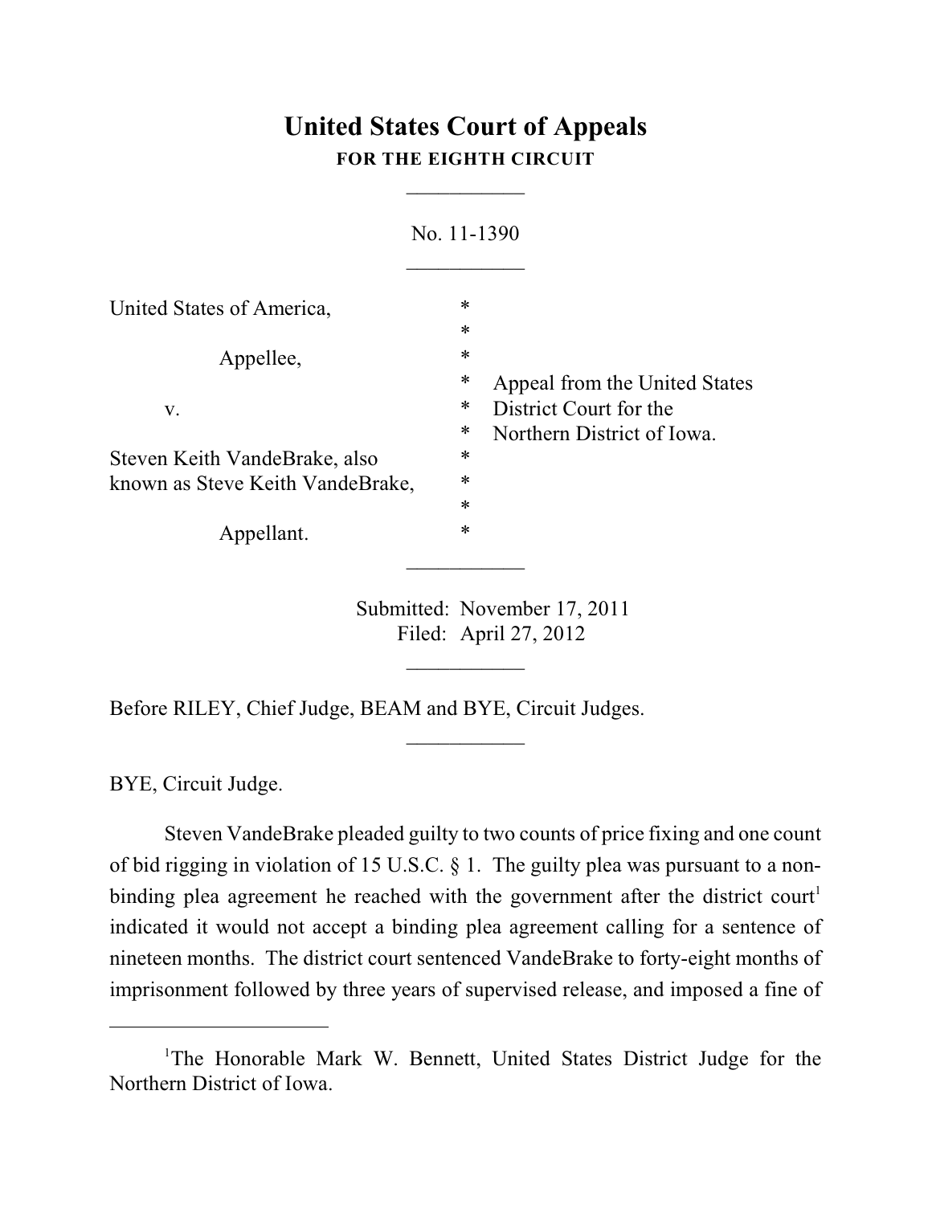# United States Court of Appeals
**FOR THE EIGHTH CIRCUIT**

___________

No. 11-1390

___________

United States of America,
Appellee,

v.

Steven Keith VandeBrake, also known as Steve Keith VandeBrake,
Appellant.

Appeal from the United States District Court for the Northern District of Iowa.

___________

Submitted: November 17, 2011
Filed: April 27, 2012

___________

Before RILEY, Chief Judge, BEAM and BYE, Circuit Judges.

___________

BYE, Circuit Judge.

Steven VandeBrake pleaded guilty to two counts of price fixing and one count of bid rigging in violation of 15 U.S.C. § 1. The guilty plea was pursuant to a non-binding plea agreement he reached with the government after the district court[1] indicated it would not accept a binding plea agreement calling for a sentence of nineteen months. The district court sentenced VandeBrake to forty-eight months of imprisonment followed by three years of supervised release, and imposed a fine of

---

[1]The Honorable Mark W. Bennett, United States District Judge for the Northern District of Iowa.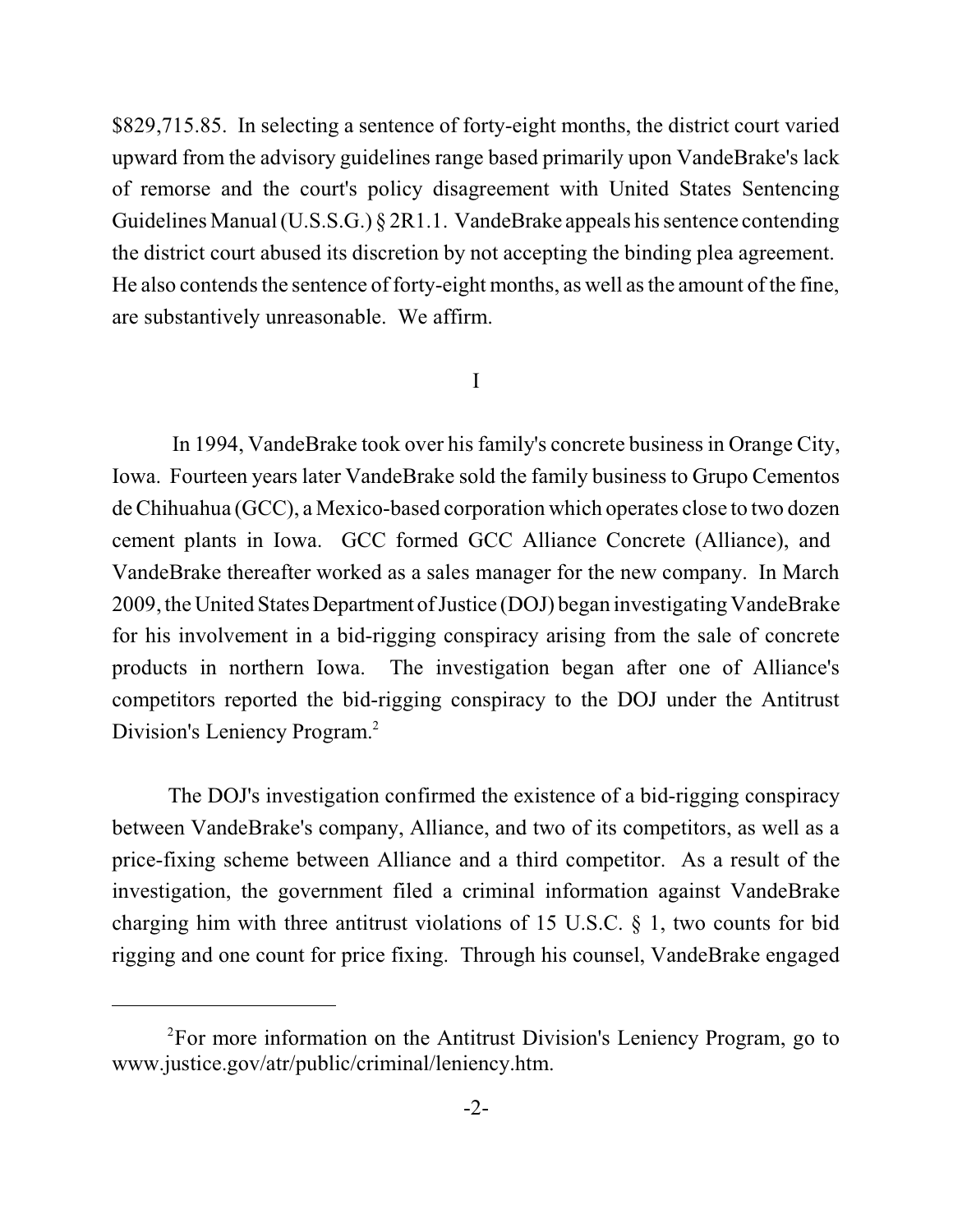$829,715.85. In selecting a sentence of forty-eight months, the district court varied upward from the advisory guidelines range based primarily upon VandeBrake's lack of remorse and the court's policy disagreement with United States Sentencing Guidelines Manual (U.S.S.G.) § 2R1.1. VandeBrake appeals his sentence contending the district court abused its discretion by not accepting the binding plea agreement. He also contends the sentence of forty-eight months, as well as the amount of the fine, are substantively unreasonable. We affirm.

## I

In 1994, VandeBrake took over his family's concrete business in Orange City, Iowa. Fourteen years later VandeBrake sold the family business to Grupo Cementos de Chihuahua (GCC), a Mexico-based corporation which operates close to two dozen cement plants in Iowa. GCC formed GCC Alliance Concrete (Alliance), and VandeBrake thereafter worked as a sales manager for the new company. In March 2009, the United States Department of Justice (DOJ) began investigating VandeBrake for his involvement in a bid-rigging conspiracy arising from the sale of concrete products in northern Iowa. The investigation began after one of Alliance's competitors reported the bid-rigging conspiracy to the DOJ under the Antitrust Division's Leniency Program.[2]

The DOJ's investigation confirmed the existence of a bid-rigging conspiracy between VandeBrake's company, Alliance, and two of its competitors, as well as a price-fixing scheme between Alliance and a third competitor. As a result of the investigation, the government filed a criminal information against VandeBrake charging him with three antitrust violations of 15 U.S.C. § 1, two counts for bid rigging and one count for price fixing. Through his counsel, VandeBrake engaged

---

[2] For more information on the Antitrust Division's Leniency Program, go to www.justice.gov/atr/public/criminal/leniency.htm.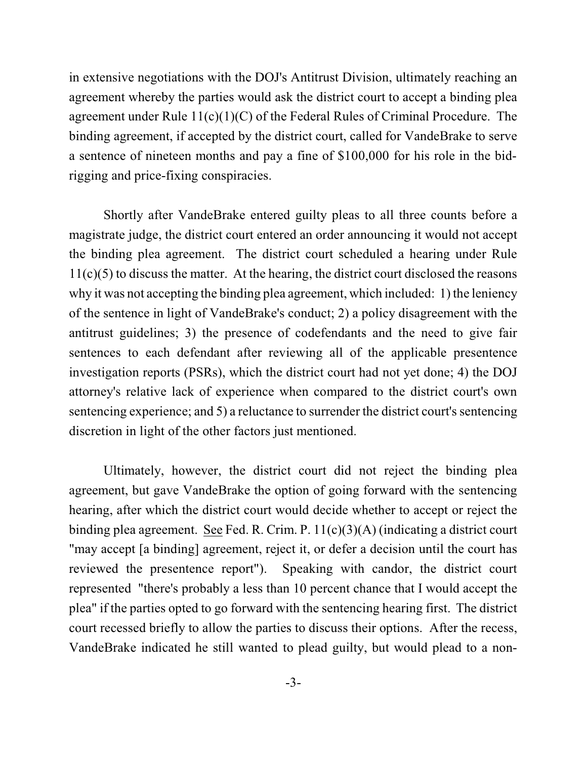in extensive negotiations with the DOJ's Antitrust Division, ultimately reaching an agreement whereby the parties would ask the district court to accept a binding plea agreement under Rule 11(c)(1)(C) of the Federal Rules of Criminal Procedure. The binding agreement, if accepted by the district court, called for VandeBrake to serve a sentence of nineteen months and pay a fine of $100,000 for his role in the bid-rigging and price-fixing conspiracies.

Shortly after VandeBrake entered guilty pleas to all three counts before a magistrate judge, the district court entered an order announcing it would not accept the binding plea agreement. The district court scheduled a hearing under Rule 11(c)(5) to discuss the matter. At the hearing, the district court disclosed the reasons why it was not accepting the binding plea agreement, which included: 1) the leniency of the sentence in light of VandeBrake's conduct; 2) a policy disagreement with the antitrust guidelines; 3) the presence of codefendants and the need to give fair sentences to each defendant after reviewing all of the applicable presentence investigation reports (PSRs), which the district court had not yet done; 4) the DOJ attorney's relative lack of experience when compared to the district court's own sentencing experience; and 5) a reluctance to surrender the district court's sentencing discretion in light of the other factors just mentioned.

Ultimately, however, the district court did not reject the binding plea agreement, but gave VandeBrake the option of going forward with the sentencing hearing, after which the district court would decide whether to accept or reject the binding plea agreement. See Fed. R. Crim. P. 11(c)(3)(A) (indicating a district court "may accept [a binding] agreement, reject it, or defer a decision until the court has reviewed the presentence report"). Speaking with candor, the district court represented "there's probably a less than 10 percent chance that I would accept the plea" if the parties opted to go forward with the sentencing hearing first. The district court recessed briefly to allow the parties to discuss their options. After the recess, VandeBrake indicated he still wanted to plead guilty, but would plead to a non-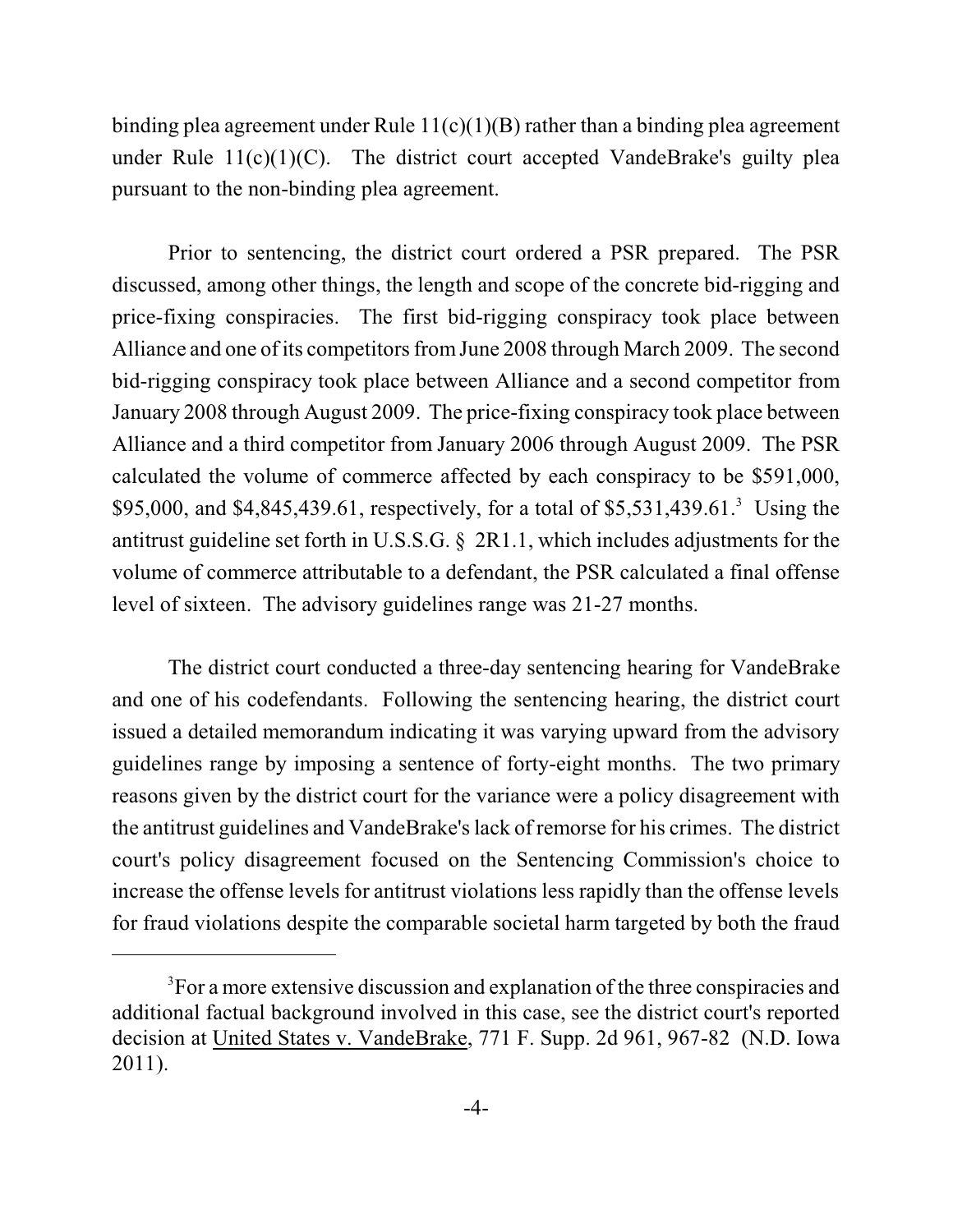binding plea agreement under Rule 11(c)(1)(B) rather than a binding plea agreement under Rule 11(c)(1)(C). The district court accepted VandeBrake's guilty plea pursuant to the non-binding plea agreement.

Prior to sentencing, the district court ordered a PSR prepared. The PSR discussed, among other things, the length and scope of the concrete bid-rigging and price-fixing conspiracies. The first bid-rigging conspiracy took place between Alliance and one of its competitors from June 2008 through March 2009. The second bid-rigging conspiracy took place between Alliance and a second competitor from January 2008 through August 2009. The price-fixing conspiracy took place between Alliance and a third competitor from January 2006 through August 2009. The PSR calculated the volume of commerce affected by each conspiracy to be $591,000, $95,000, and $4,845,439.61, respectively, for a total of $5,531,439.61.[3] Using the antitrust guideline set forth in U.S.S.G. § 2R1.1, which includes adjustments for the volume of commerce attributable to a defendant, the PSR calculated a final offense level of sixteen. The advisory guidelines range was 21-27 months.

The district court conducted a three-day sentencing hearing for VandeBrake and one of his codefendants. Following the sentencing hearing, the district court issued a detailed memorandum indicating it was varying upward from the advisory guidelines range by imposing a sentence of forty-eight months. The two primary reasons given by the district court for the variance were a policy disagreement with the antitrust guidelines and VandeBrake's lack of remorse for his crimes. The district court's policy disagreement focused on the Sentencing Commission's choice to increase the offense levels for antitrust violations less rapidly than the offense levels for fraud violations despite the comparable societal harm targeted by both the fraud

---

[3]For a more extensive discussion and explanation of the three conspiracies and additional factual background involved in this case, see the district court's reported decision at United States v. VandeBrake, 771 F. Supp. 2d 961, 967-82 (N.D. Iowa 2011).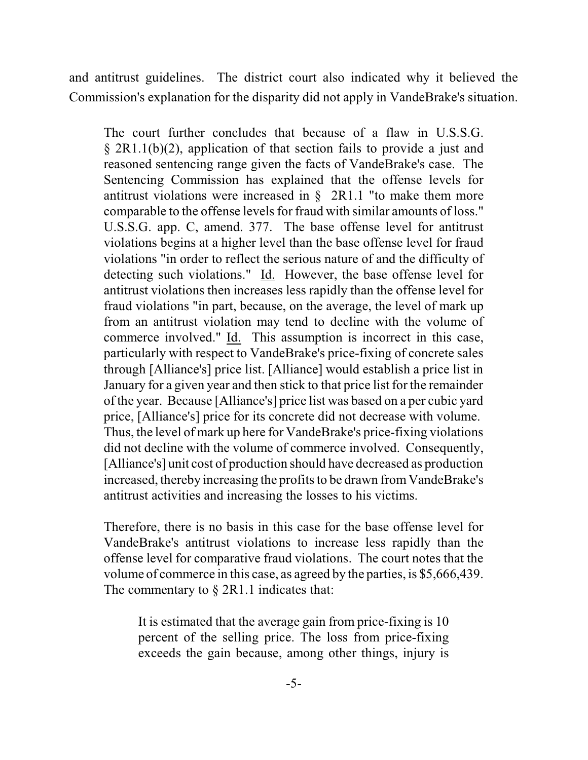and antitrust guidelines. The district court also indicated why it believed the Commission's explanation for the disparity did not apply in VandeBrake's situation.

> The court further concludes that because of a flaw in U.S.S.G. § 2R1.1(b)(2), application of that section fails to provide a just and reasoned sentencing range given the facts of VandeBrake's case. The Sentencing Commission has explained that the offense levels for antitrust violations were increased in § 2R1.1 "to make them more comparable to the offense levels for fraud with similar amounts of loss." U.S.S.G. app. C, amend. 377. The base offense level for antitrust violations begins at a higher level than the base offense level for fraud violations "in order to reflect the serious nature of and the difficulty of detecting such violations." Id. However, the base offense level for antitrust violations then increases less rapidly than the offense level for fraud violations "in part, because, on the average, the level of mark up from an antitrust violation may tend to decline with the volume of commerce involved." Id. This assumption is incorrect in this case, particularly with respect to VandeBrake's price-fixing of concrete sales through [Alliance's] price list. [Alliance] would establish a price list in January for a given year and then stick to that price list for the remainder of the year. Because [Alliance's] price list was based on a per cubic yard price, [Alliance's] price for its concrete did not decrease with volume. Thus, the level of mark up here for VandeBrake's price-fixing violations did not decline with the volume of commerce involved. Consequently, [Alliance's] unit cost of production should have decreased as production increased, thereby increasing the profits to be drawn from VandeBrake's antitrust activities and increasing the losses to his victims.
>
> Therefore, there is no basis in this case for the base offense level for VandeBrake's antitrust violations to increase less rapidly than the offense level for comparative fraud violations. The court notes that the volume of commerce in this case, as agreed by the parties, is $5,666,439. The commentary to § 2R1.1 indicates that:
>
> > It is estimated that the average gain from price-fixing is 10 percent of the selling price. The loss from price-fixing exceeds the gain because, among other things, injury is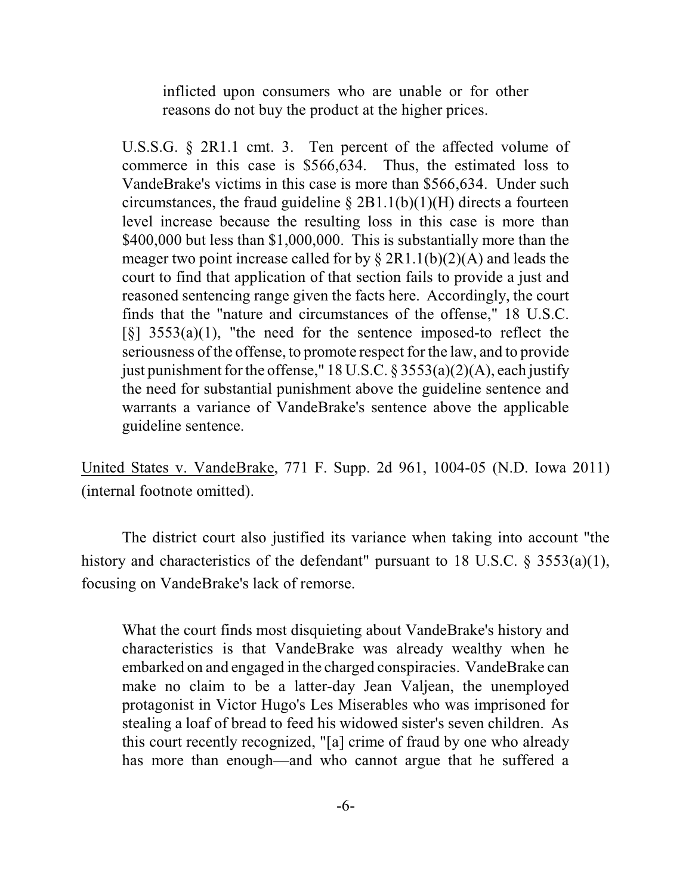> inflicted upon consumers who are unable or for other reasons do not buy the product at the higher prices.
>
> U.S.S.G. § 2R1.1 cmt. 3. Ten percent of the affected volume of commerce in this case is $566,634. Thus, the estimated loss to VandeBrake's victims in this case is more than $566,634. Under such circumstances, the fraud guideline § 2B1.1(b)(1)(H) directs a fourteen level increase because the resulting loss in this case is more than $400,000 but less than $1,000,000. This is substantially more than the meager two point increase called for by § 2R1.1(b)(2)(A) and leads the court to find that application of that section fails to provide a just and reasoned sentencing range given the facts here. Accordingly, the court finds that the "nature and circumstances of the offense," 18 U.S.C. [§] 3553(a)(1), "the need for the sentence imposed-to reflect the seriousness of the offense, to promote respect for the law, and to provide just punishment for the offense," 18 U.S.C. § 3553(a)(2)(A), each justify the need for substantial punishment above the guideline sentence and warrants a variance of VandeBrake's sentence above the applicable guideline sentence.

United States v. VandeBrake, 771 F. Supp. 2d 961, 1004-05 (N.D. Iowa 2011) (internal footnote omitted).

The district court also justified its variance when taking into account "the history and characteristics of the defendant" pursuant to 18 U.S.C. § 3553(a)(1), focusing on VandeBrake's lack of remorse.

> What the court finds most disquieting about VandeBrake's history and characteristics is that VandeBrake was already wealthy when he embarked on and engaged in the charged conspiracies. VandeBrake can make no claim to be a latter-day Jean Valjean, the unemployed protagonist in Victor Hugo's Les Miserables who was imprisoned for stealing a loaf of bread to feed his widowed sister's seven children. As this court recently recognized, "[a] crime of fraud by one who already has more than enough—and who cannot argue that he suffered a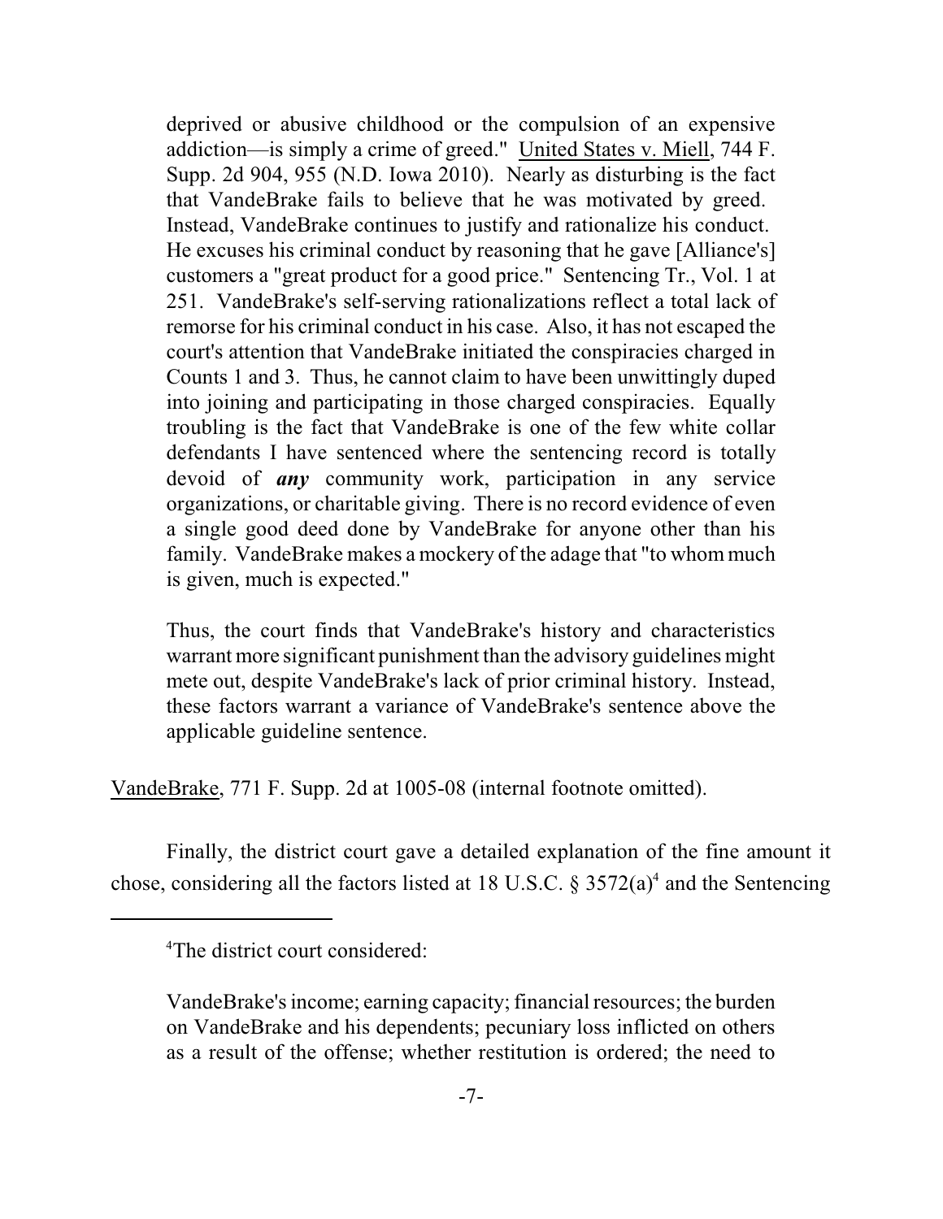> deprived or abusive childhood or the compulsion of an expensive addiction—is simply a crime of greed." United States v. Miell, 744 F. Supp. 2d 904, 955 (N.D. Iowa 2010). Nearly as disturbing is the fact that VandeBrake fails to believe that he was motivated by greed. Instead, VandeBrake continues to justify and rationalize his conduct. He excuses his criminal conduct by reasoning that he gave [Alliance's] customers a "great product for a good price." Sentencing Tr., Vol. 1 at 251. VandeBrake's self-serving rationalizations reflect a total lack of remorse for his criminal conduct in his case. Also, it has not escaped the court's attention that VandeBrake initiated the conspiracies charged in Counts 1 and 3. Thus, he cannot claim to have been unwittingly duped into joining and participating in those charged conspiracies. Equally troubling is the fact that VandeBrake is one of the few white collar defendants I have sentenced where the sentencing record is totally devoid of ***any*** community work, participation in any service organizations, or charitable giving. There is no record evidence of even a single good deed done by VandeBrake for anyone other than his family. VandeBrake makes a mockery of the adage that "to whom much is given, much is expected."
>
> Thus, the court finds that VandeBrake's history and characteristics warrant more significant punishment than the advisory guidelines might mete out, despite VandeBrake's lack of prior criminal history. Instead, these factors warrant a variance of VandeBrake's sentence above the applicable guideline sentence.

VandeBrake, 771 F. Supp. 2d at 1005-08 (internal footnote omitted).

Finally, the district court gave a detailed explanation of the fine amount it chose, considering all the factors listed at 18 U.S.C. § 3572(a)[4] and the Sentencing

---

[4]The district court considered:

> VandeBrake's income; earning capacity; financial resources; the burden on VandeBrake and his dependents; pecuniary loss inflicted on others as a result of the offense; whether restitution is ordered; the need to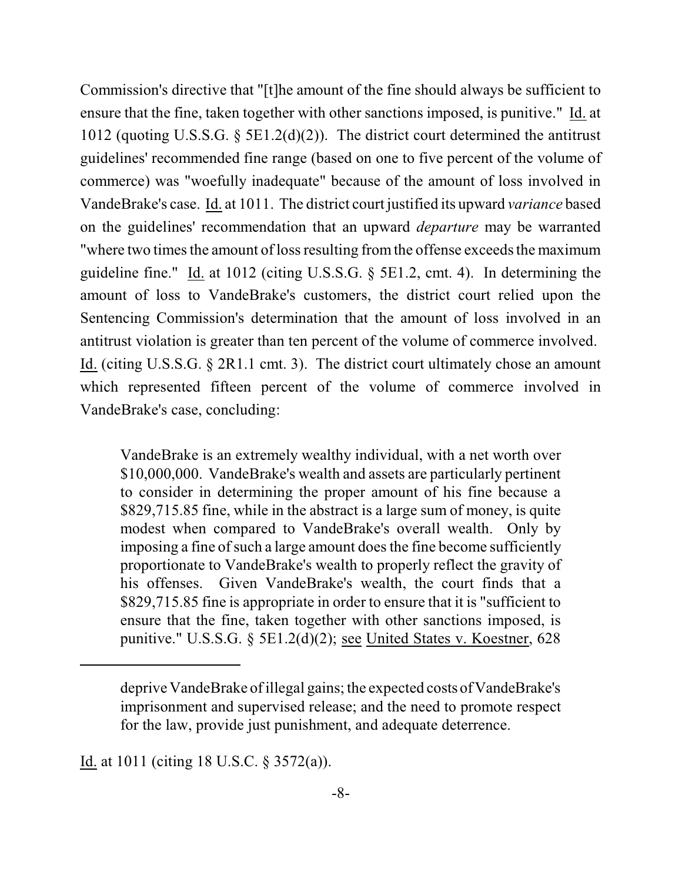Commission's directive that "[t]he amount of the fine should always be sufficient to ensure that the fine, taken together with other sanctions imposed, is punitive." Id. at 1012 (quoting U.S.S.G. § 5E1.2(d)(2)). The district court determined the antitrust guidelines' recommended fine range (based on one to five percent of the volume of commerce) was "woefully inadequate" because of the amount of loss involved in VandeBrake's case. Id. at 1011. The district court justified its upward *variance* based on the guidelines' recommendation that an upward *departure* may be warranted "where two times the amount of loss resulting from the offense exceeds the maximum guideline fine." Id. at 1012 (citing U.S.S.G. § 5E1.2, cmt. 4). In determining the amount of loss to VandeBrake's customers, the district court relied upon the Sentencing Commission's determination that the amount of loss involved in an antitrust violation is greater than ten percent of the volume of commerce involved. Id. (citing U.S.S.G. § 2R1.1 cmt. 3). The district court ultimately chose an amount which represented fifteen percent of the volume of commerce involved in VandeBrake's case, concluding:

> VandeBrake is an extremely wealthy individual, with a net worth over \$10,000,000. VandeBrake's wealth and assets are particularly pertinent to consider in determining the proper amount of his fine because a \$829,715.85 fine, while in the abstract is a large sum of money, is quite modest when compared to VandeBrake's overall wealth. Only by imposing a fine of such a large amount does the fine become sufficiently proportionate to VandeBrake's wealth to properly reflect the gravity of his offenses. Given VandeBrake's wealth, the court finds that a \$829,715.85 fine is appropriate in order to ensure that it is "sufficient to ensure that the fine, taken together with other sanctions imposed, is punitive." U.S.S.G. § 5E1.2(d)(2); see United States v. Koestner, 628

---

> deprive VandeBrake of illegal gains; the expected costs of VandeBrake's imprisonment and supervised release; and the need to promote respect for the law, provide just punishment, and adequate deterrence.

Id. at 1011 (citing 18 U.S.C. § 3572(a)).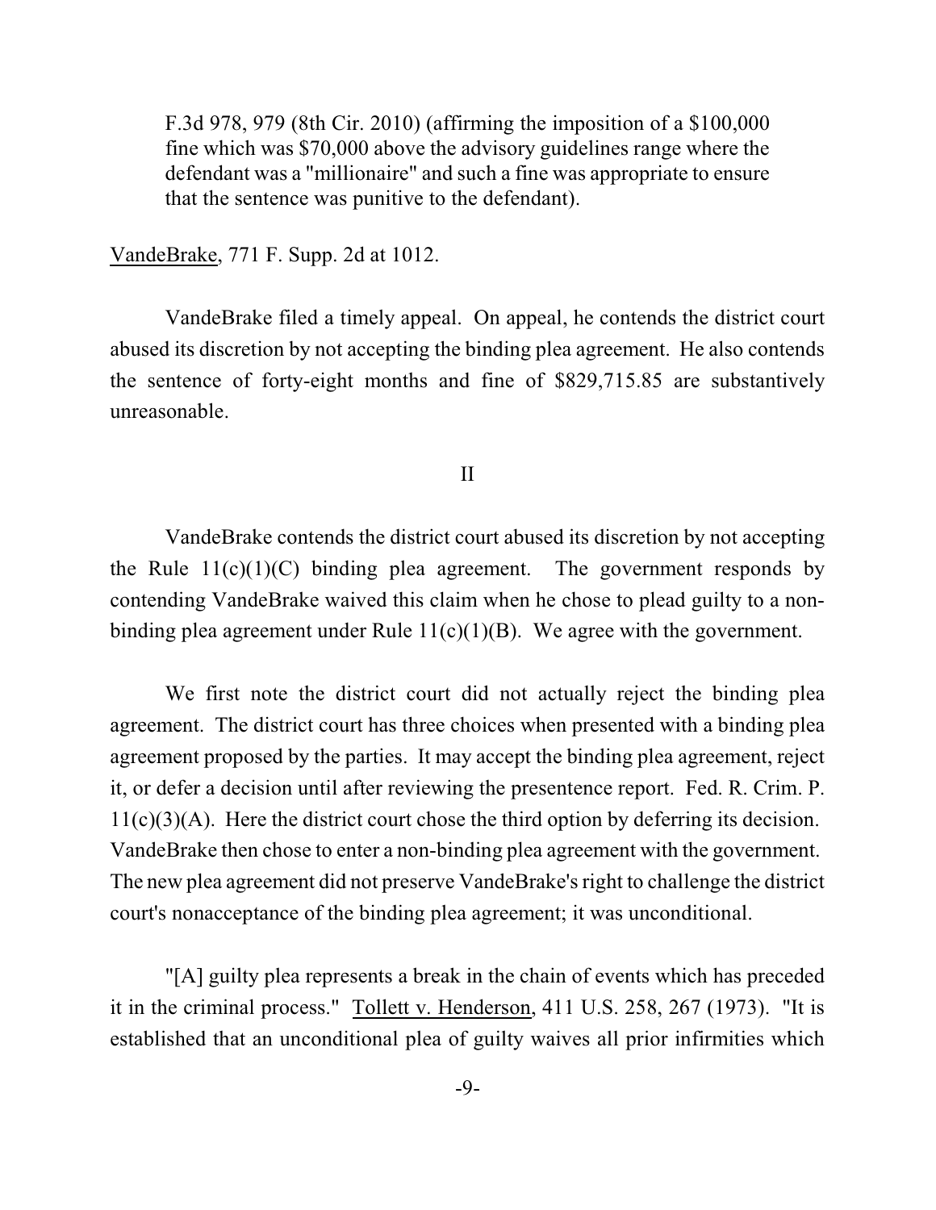F.3d 978, 979 (8th Cir. 2010) (affirming the imposition of a $100,000 fine which was $70,000 above the advisory guidelines range where the defendant was a "millionaire" and such a fine was appropriate to ensure that the sentence was punitive to the defendant).

VandeBrake, 771 F. Supp. 2d at 1012.

VandeBrake filed a timely appeal. On appeal, he contends the district court abused its discretion by not accepting the binding plea agreement. He also contends the sentence of forty-eight months and fine of $829,715.85 are substantively unreasonable.

## II

VandeBrake contends the district court abused its discretion by not accepting the Rule 11(c)(1)(C) binding plea agreement. The government responds by contending VandeBrake waived this claim when he chose to plead guilty to a non-binding plea agreement under Rule 11(c)(1)(B). We agree with the government.

We first note the district court did not actually reject the binding plea agreement. The district court has three choices when presented with a binding plea agreement proposed by the parties. It may accept the binding plea agreement, reject it, or defer a decision until after reviewing the presentence report. Fed. R. Crim. P. 11(c)(3)(A). Here the district court chose the third option by deferring its decision. VandeBrake then chose to enter a non-binding plea agreement with the government. The new plea agreement did not preserve VandeBrake's right to challenge the district court's nonacceptance of the binding plea agreement; it was unconditional.

"[A] guilty plea represents a break in the chain of events which has preceded it in the criminal process." Tollett v. Henderson, 411 U.S. 258, 267 (1973). "It is established that an unconditional plea of guilty waives all prior infirmities which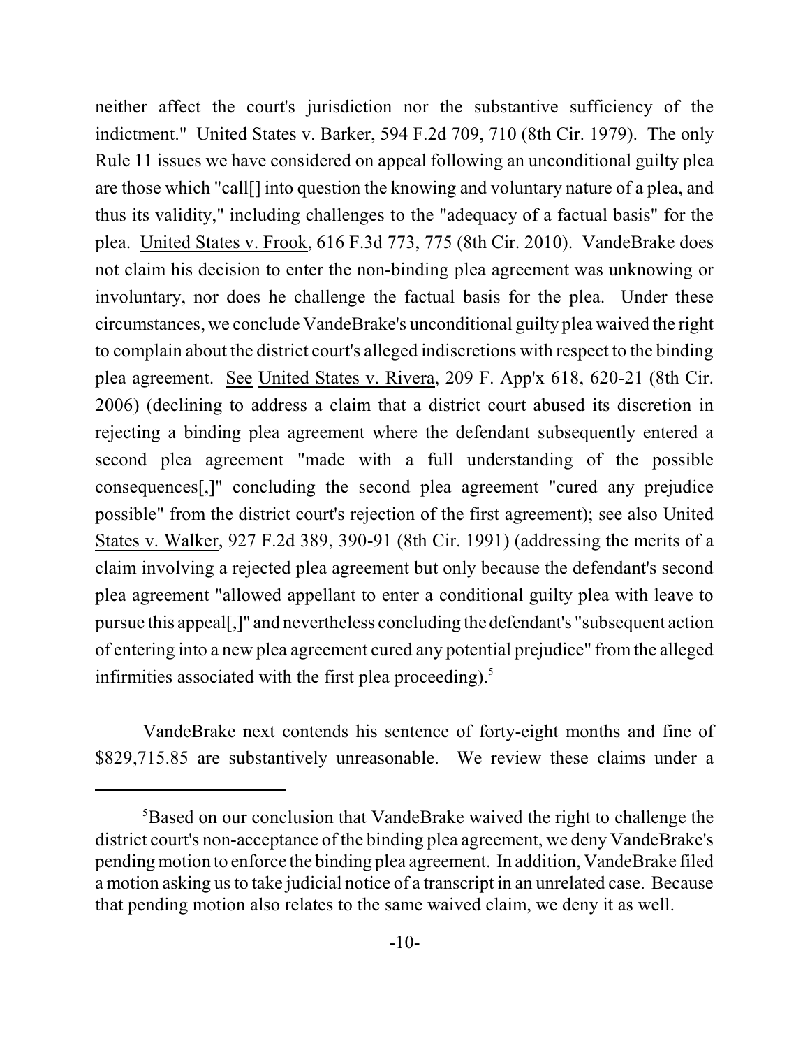neither affect the court's jurisdiction nor the substantive sufficiency of the indictment." United States v. Barker, 594 F.2d 709, 710 (8th Cir. 1979). The only Rule 11 issues we have considered on appeal following an unconditional guilty plea are those which "call[] into question the knowing and voluntary nature of a plea, and thus its validity," including challenges to the "adequacy of a factual basis" for the plea. United States v. Frook, 616 F.3d 773, 775 (8th Cir. 2010). VandeBrake does not claim his decision to enter the non-binding plea agreement was unknowing or involuntary, nor does he challenge the factual basis for the plea. Under these circumstances, we conclude VandeBrake's unconditional guilty plea waived the right to complain about the district court's alleged indiscretions with respect to the binding plea agreement. See United States v. Rivera, 209 F. App'x 618, 620-21 (8th Cir. 2006) (declining to address a claim that a district court abused its discretion in rejecting a binding plea agreement where the defendant subsequently entered a second plea agreement "made with a full understanding of the possible consequences[,]" concluding the second plea agreement "cured any prejudice possible" from the district court's rejection of the first agreement); see also United States v. Walker, 927 F.2d 389, 390-91 (8th Cir. 1991) (addressing the merits of a claim involving a rejected plea agreement but only because the defendant's second plea agreement "allowed appellant to enter a conditional guilty plea with leave to pursue this appeal[,]" and nevertheless concluding the defendant's "subsequent action of entering into a new plea agreement cured any potential prejudice" from the alleged infirmities associated with the first plea proceeding).[5]

VandeBrake next contends his sentence of forty-eight months and fine of $829,715.85 are substantively unreasonable. We review these claims under a

---

[5]Based on our conclusion that VandeBrake waived the right to challenge the district court's non-acceptance of the binding plea agreement, we deny VandeBrake's pending motion to enforce the binding plea agreement. In addition, VandeBrake filed a motion asking us to take judicial notice of a transcript in an unrelated case. Because that pending motion also relates to the same waived claim, we deny it as well.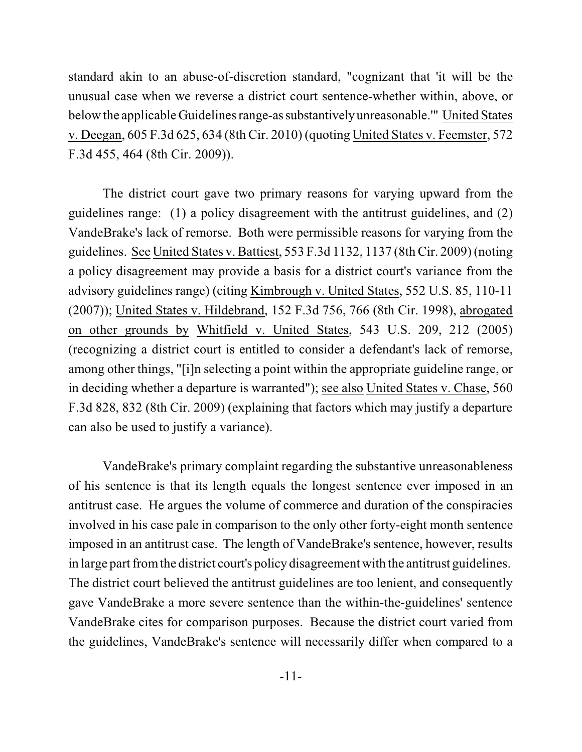standard akin to an abuse-of-discretion standard, "cognizant that 'it will be the unusual case when we reverse a district court sentence-whether within, above, or below the applicable Guidelines range-as substantively unreasonable.'" United States v. Deegan, 605 F.3d 625, 634 (8th Cir. 2010) (quoting United States v. Feemster, 572 F.3d 455, 464 (8th Cir. 2009)).

The district court gave two primary reasons for varying upward from the guidelines range: (1) a policy disagreement with the antitrust guidelines, and (2) VandeBrake's lack of remorse. Both were permissible reasons for varying from the guidelines. See United States v. Battiest, 553 F.3d 1132, 1137 (8th Cir. 2009) (noting a policy disagreement may provide a basis for a district court's variance from the advisory guidelines range) (citing Kimbrough v. United States, 552 U.S. 85, 110-11 (2007)); United States v. Hildebrand, 152 F.3d 756, 766 (8th Cir. 1998), abrogated on other grounds by Whitfield v. United States, 543 U.S. 209, 212 (2005) (recognizing a district court is entitled to consider a defendant's lack of remorse, among other things, "[i]n selecting a point within the appropriate guideline range, or in deciding whether a departure is warranted"); see also United States v. Chase, 560 F.3d 828, 832 (8th Cir. 2009) (explaining that factors which may justify a departure can also be used to justify a variance).

VandeBrake's primary complaint regarding the substantive unreasonableness of his sentence is that its length equals the longest sentence ever imposed in an antitrust case. He argues the volume of commerce and duration of the conspiracies involved in his case pale in comparison to the only other forty-eight month sentence imposed in an antitrust case. The length of VandeBrake's sentence, however, results in large part from the district court's policy disagreement with the antitrust guidelines. The district court believed the antitrust guidelines are too lenient, and consequently gave VandeBrake a more severe sentence than the within-the-guidelines' sentence VandeBrake cites for comparison purposes. Because the district court varied from the guidelines, VandeBrake's sentence will necessarily differ when compared to a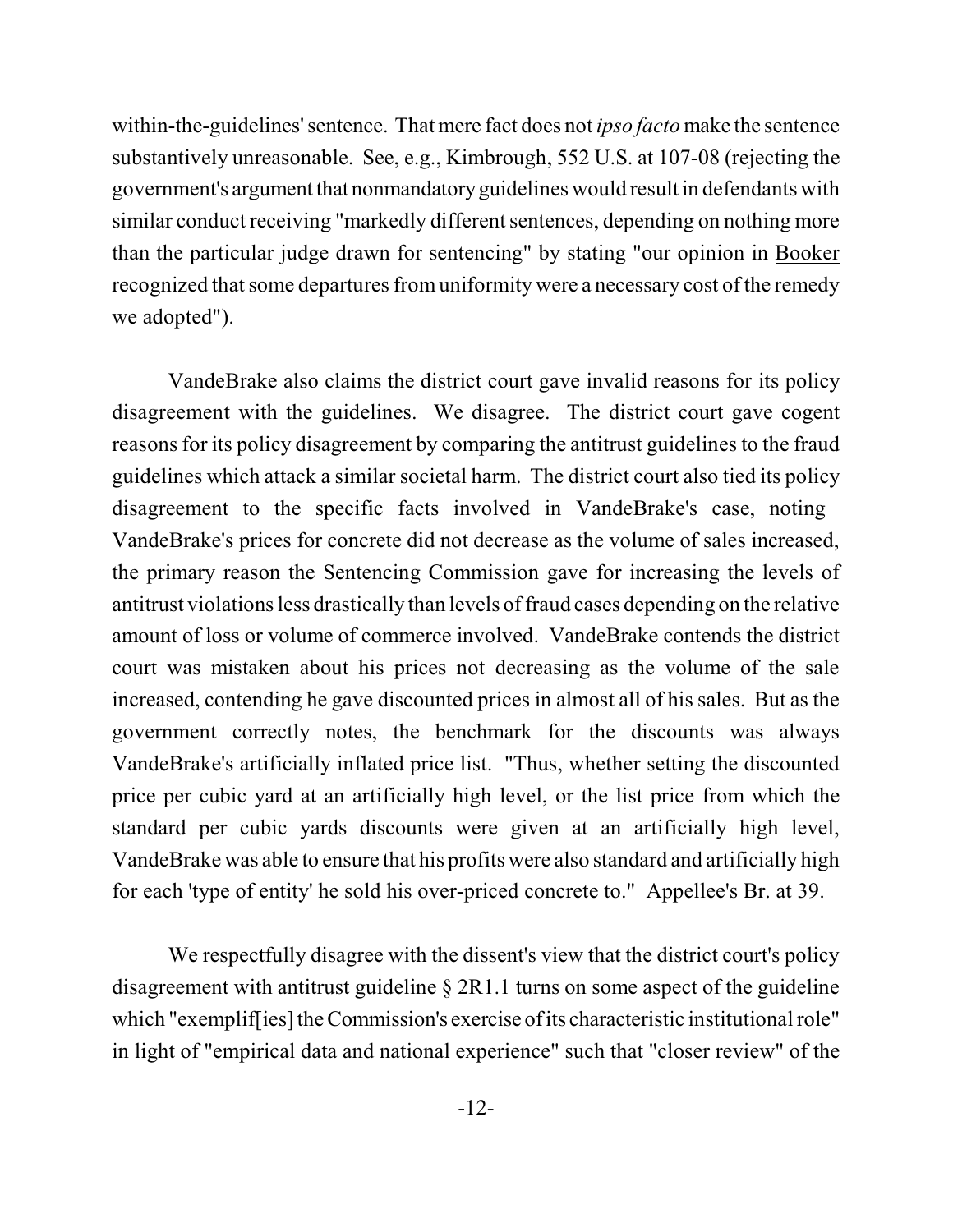within-the-guidelines' sentence. That mere fact does not *ipso facto* make the sentence substantively unreasonable. See, e.g., Kimbrough, 552 U.S. at 107-08 (rejecting the government's argument that nonmandatory guidelines would result in defendants with similar conduct receiving "markedly different sentences, depending on nothing more than the particular judge drawn for sentencing" by stating "our opinion in Booker recognized that some departures from uniformity were a necessary cost of the remedy we adopted").

VandeBrake also claims the district court gave invalid reasons for its policy disagreement with the guidelines. We disagree. The district court gave cogent reasons for its policy disagreement by comparing the antitrust guidelines to the fraud guidelines which attack a similar societal harm. The district court also tied its policy disagreement to the specific facts involved in VandeBrake's case, noting VandeBrake's prices for concrete did not decrease as the volume of sales increased, the primary reason the Sentencing Commission gave for increasing the levels of antitrust violations less drastically than levels of fraud cases depending on the relative amount of loss or volume of commerce involved. VandeBrake contends the district court was mistaken about his prices not decreasing as the volume of the sale increased, contending he gave discounted prices in almost all of his sales. But as the government correctly notes, the benchmark for the discounts was always VandeBrake's artificially inflated price list. "Thus, whether setting the discounted price per cubic yard at an artificially high level, or the list price from which the standard per cubic yards discounts were given at an artificially high level, VandeBrake was able to ensure that his profits were also standard and artificially high for each 'type of entity' he sold his over-priced concrete to." Appellee's Br. at 39.

We respectfully disagree with the dissent's view that the district court's policy disagreement with antitrust guideline § 2R1.1 turns on some aspect of the guideline which "exemplif[ies] the Commission's exercise of its characteristic institutional role" in light of "empirical data and national experience" such that "closer review" of the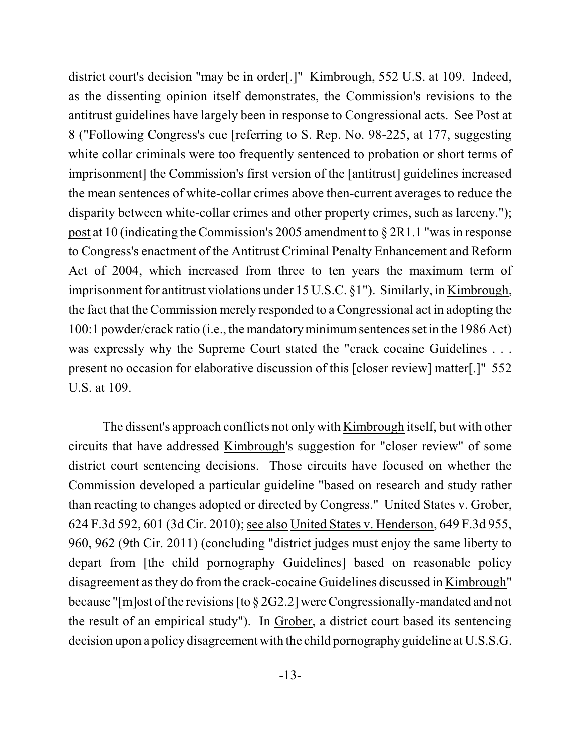district court's decision "may be in order[.]" Kimbrough, 552 U.S. at 109. Indeed, as the dissenting opinion itself demonstrates, the Commission's revisions to the antitrust guidelines have largely been in response to Congressional acts. See Post at 8 ("Following Congress's cue [referring to S. Rep. No. 98-225, at 177, suggesting white collar criminals were too frequently sentenced to probation or short terms of imprisonment] the Commission's first version of the [antitrust] guidelines increased the mean sentences of white-collar crimes above then-current averages to reduce the disparity between white-collar crimes and other property crimes, such as larceny."); post at 10 (indicating the Commission's 2005 amendment to § 2R1.1 "was in response to Congress's enactment of the Antitrust Criminal Penalty Enhancement and Reform Act of 2004, which increased from three to ten years the maximum term of imprisonment for antitrust violations under 15 U.S.C. §1"). Similarly, in Kimbrough, the fact that the Commission merely responded to a Congressional act in adopting the 100:1 powder/crack ratio (i.e., the mandatory minimum sentences set in the 1986 Act) was expressly why the Supreme Court stated the "crack cocaine Guidelines . . . present no occasion for elaborative discussion of this [closer review] matter[.]" 552 U.S. at 109.

The dissent's approach conflicts not only with Kimbrough itself, but with other circuits that have addressed Kimbrough's suggestion for "closer review" of some district court sentencing decisions. Those circuits have focused on whether the Commission developed a particular guideline "based on research and study rather than reacting to changes adopted or directed by Congress." United States v. Grober, 624 F.3d 592, 601 (3d Cir. 2010); see also United States v. Henderson, 649 F.3d 955, 960, 962 (9th Cir. 2011) (concluding "district judges must enjoy the same liberty to depart from [the child pornography Guidelines] based on reasonable policy disagreement as they do from the crack-cocaine Guidelines discussed in Kimbrough" because "[m]ost of the revisions [to § 2G2.2] were Congressionally-mandated and not the result of an empirical study"). In Grober, a district court based its sentencing decision upon a policy disagreement with the child pornography guideline at U.S.S.G.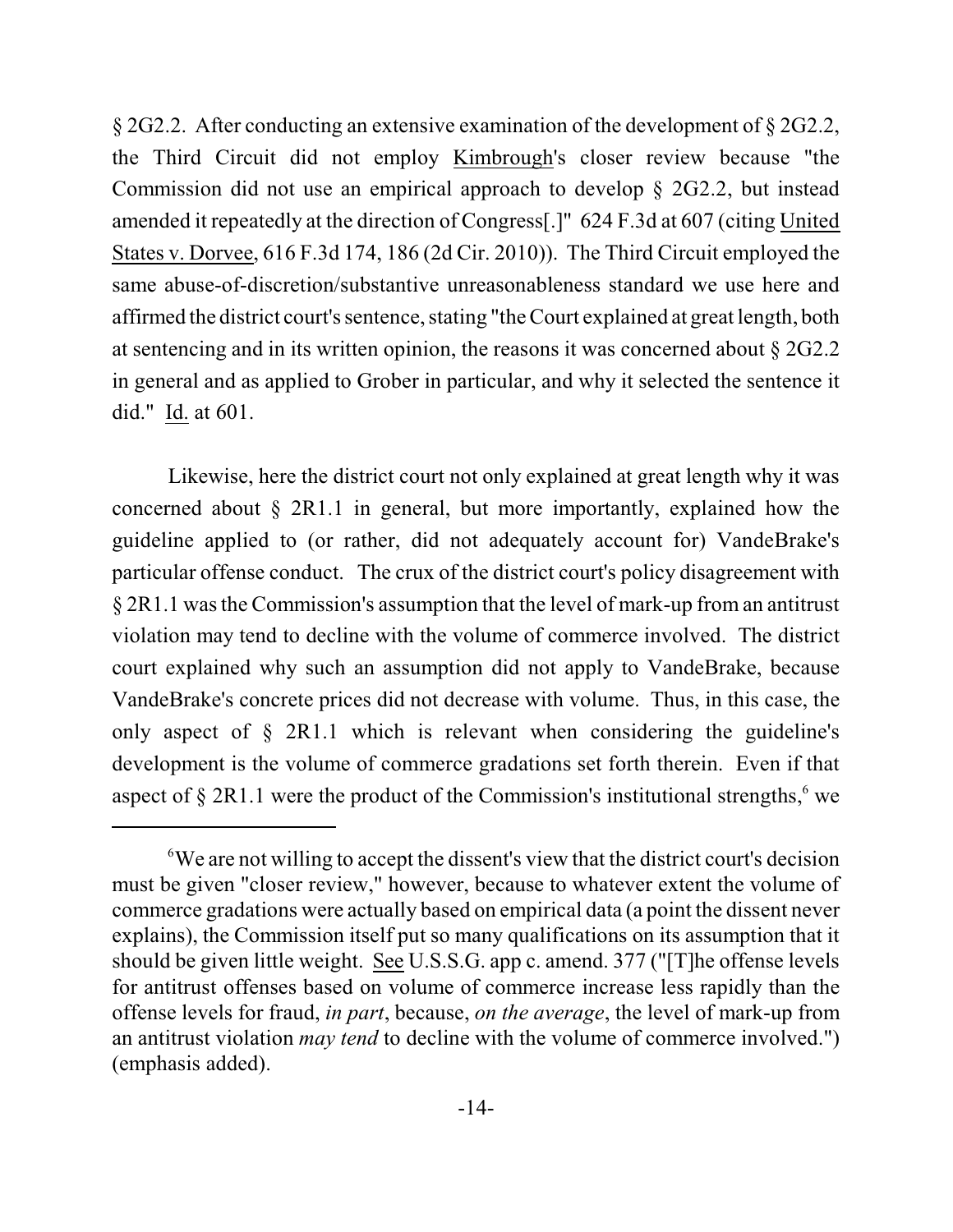§ 2G2.2. After conducting an extensive examination of the development of § 2G2.2, the Third Circuit did not employ Kimbrough's closer review because "the Commission did not use an empirical approach to develop § 2G2.2, but instead amended it repeatedly at the direction of Congress[.]" 624 F.3d at 607 (citing United States v. Dorvee, 616 F.3d 174, 186 (2d Cir. 2010)). The Third Circuit employed the same abuse-of-discretion/substantive unreasonableness standard we use here and affirmed the district court's sentence, stating "the Court explained at great length, both at sentencing and in its written opinion, the reasons it was concerned about § 2G2.2 in general and as applied to Grober in particular, and why it selected the sentence it did." Id. at 601.

Likewise, here the district court not only explained at great length why it was concerned about § 2R1.1 in general, but more importantly, explained how the guideline applied to (or rather, did not adequately account for) VandeBrake's particular offense conduct. The crux of the district court's policy disagreement with § 2R1.1 was the Commission's assumption that the level of mark-up from an antitrust violation may tend to decline with the volume of commerce involved. The district court explained why such an assumption did not apply to VandeBrake, because VandeBrake's concrete prices did not decrease with volume. Thus, in this case, the only aspect of § 2R1.1 which is relevant when considering the guideline's development is the volume of commerce gradations set forth therein. Even if that aspect of § 2R1.1 were the product of the Commission's institutional strengths,[6] we

---

[6]We are not willing to accept the dissent's view that the district court's decision must be given "closer review," however, because to whatever extent the volume of commerce gradations were actually based on empirical data (a point the dissent never explains), the Commission itself put so many qualifications on its assumption that it should be given little weight. See U.S.S.G. app c. amend. 377 ("[T]he offense levels for antitrust offenses based on volume of commerce increase less rapidly than the offense levels for fraud, *in part*, because, *on the average*, the level of mark-up from an antitrust violation *may tend* to decline with the volume of commerce involved.") (emphasis added).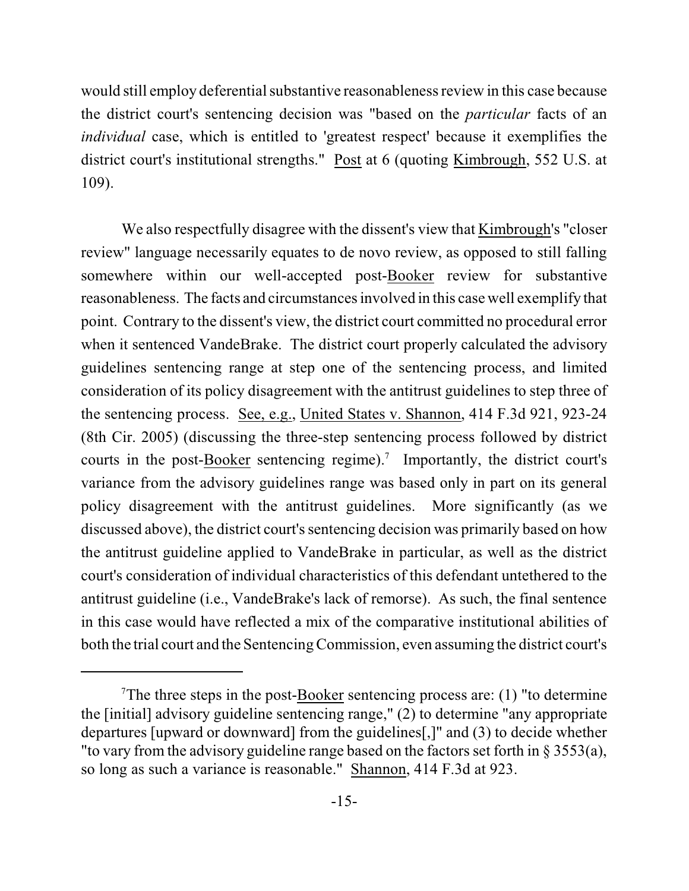would still employ deferential substantive reasonableness review in this case because the district court's sentencing decision was "based on the *particular* facts of an *individual* case, which is entitled to 'greatest respect' because it exemplifies the district court's institutional strengths." Post at 6 (quoting Kimbrough, 552 U.S. at 109).

We also respectfully disagree with the dissent's view that Kimbrough's "closer review" language necessarily equates to de novo review, as opposed to still falling somewhere within our well-accepted post-Booker review for substantive reasonableness. The facts and circumstances involved in this case well exemplify that point. Contrary to the dissent's view, the district court committed no procedural error when it sentenced VandeBrake. The district court properly calculated the advisory guidelines sentencing range at step one of the sentencing process, and limited consideration of its policy disagreement with the antitrust guidelines to step three of the sentencing process. See, e.g., United States v. Shannon, 414 F.3d 921, 923-24 (8th Cir. 2005) (discussing the three-step sentencing process followed by district courts in the post-Booker sentencing regime).[7] Importantly, the district court's variance from the advisory guidelines range was based only in part on its general policy disagreement with the antitrust guidelines. More significantly (as we discussed above), the district court's sentencing decision was primarily based on how the antitrust guideline applied to VandeBrake in particular, as well as the district court's consideration of individual characteristics of this defendant untethered to the antitrust guideline (i.e., VandeBrake's lack of remorse). As such, the final sentence in this case would have reflected a mix of the comparative institutional abilities of both the trial court and the Sentencing Commission, even assuming the district court's

---

[7] The three steps in the post-Booker sentencing process are: (1) "to determine the [initial] advisory guideline sentencing range," (2) to determine "any appropriate departures [upward or downward] from the guidelines[,]" and (3) to decide whether "to vary from the advisory guideline range based on the factors set forth in § 3553(a), so long as such a variance is reasonable." Shannon, 414 F.3d at 923.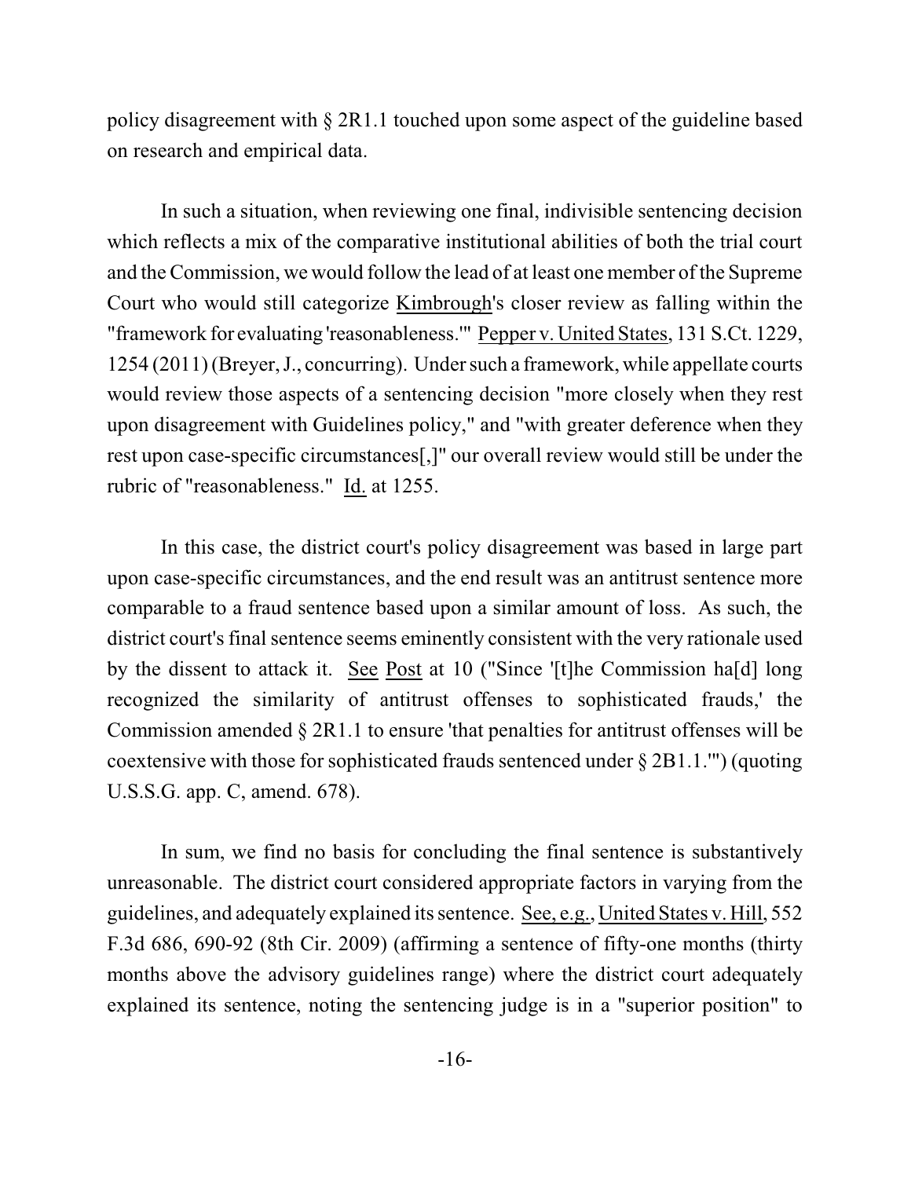policy disagreement with § 2R1.1 touched upon some aspect of the guideline based on research and empirical data.

In such a situation, when reviewing one final, indivisible sentencing decision which reflects a mix of the comparative institutional abilities of both the trial court and the Commission, we would follow the lead of at least one member of the Supreme Court who would still categorize Kimbrough's closer review as falling within the "framework for evaluating 'reasonableness.'" Pepper v. United States, 131 S.Ct. 1229, 1254 (2011) (Breyer, J., concurring). Under such a framework, while appellate courts would review those aspects of a sentencing decision "more closely when they rest upon disagreement with Guidelines policy," and "with greater deference when they rest upon case-specific circumstances[,]" our overall review would still be under the rubric of "reasonableness." Id. at 1255.

In this case, the district court's policy disagreement was based in large part upon case-specific circumstances, and the end result was an antitrust sentence more comparable to a fraud sentence based upon a similar amount of loss. As such, the district court's final sentence seems eminently consistent with the very rationale used by the dissent to attack it. See Post at 10 ("Since '[t]he Commission ha[d] long recognized the similarity of antitrust offenses to sophisticated frauds,' the Commission amended § 2R1.1 to ensure 'that penalties for antitrust offenses will be coextensive with those for sophisticated frauds sentenced under § 2B1.1.'") (quoting U.S.S.G. app. C, amend. 678).

In sum, we find no basis for concluding the final sentence is substantively unreasonable. The district court considered appropriate factors in varying from the guidelines, and adequately explained its sentence. See, e.g., United States v. Hill, 552 F.3d 686, 690-92 (8th Cir. 2009) (affirming a sentence of fifty-one months (thirty months above the advisory guidelines range) where the district court adequately explained its sentence, noting the sentencing judge is in a "superior position" to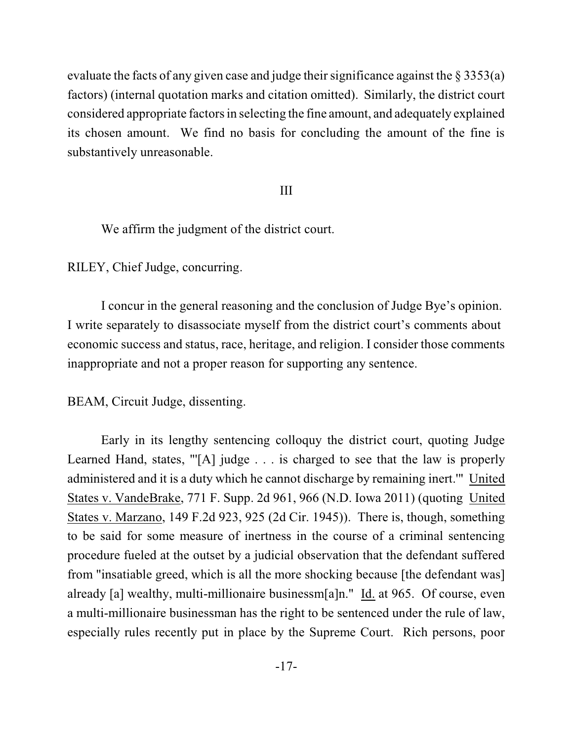evaluate the facts of any given case and judge their significance against the § 3353(a) factors) (internal quotation marks and citation omitted). Similarly, the district court considered appropriate factors in selecting the fine amount, and adequately explained its chosen amount. We find no basis for concluding the amount of the fine is substantively unreasonable.

III

We affirm the judgment of the district court.

RILEY, Chief Judge, concurring.

I concur in the general reasoning and the conclusion of Judge Bye's opinion. I write separately to disassociate myself from the district court's comments about economic success and status, race, heritage, and religion. I consider those comments inappropriate and not a proper reason for supporting any sentence.

BEAM, Circuit Judge, dissenting.

Early in its lengthy sentencing colloquy the district court, quoting Judge Learned Hand, states, "'[A] judge . . . is charged to see that the law is properly administered and it is a duty which he cannot discharge by remaining inert.'" United States v. VandeBrake, 771 F. Supp. 2d 961, 966 (N.D. Iowa 2011) (quoting United States v. Marzano, 149 F.2d 923, 925 (2d Cir. 1945)). There is, though, something to be said for some measure of inertness in the course of a criminal sentencing procedure fueled at the outset by a judicial observation that the defendant suffered from "insatiable greed, which is all the more shocking because [the defendant was] already [a] wealthy, multi-millionaire businessm[a]n." Id. at 965. Of course, even a multi-millionaire businessman has the right to be sentenced under the rule of law, especially rules recently put in place by the Supreme Court. Rich persons, poor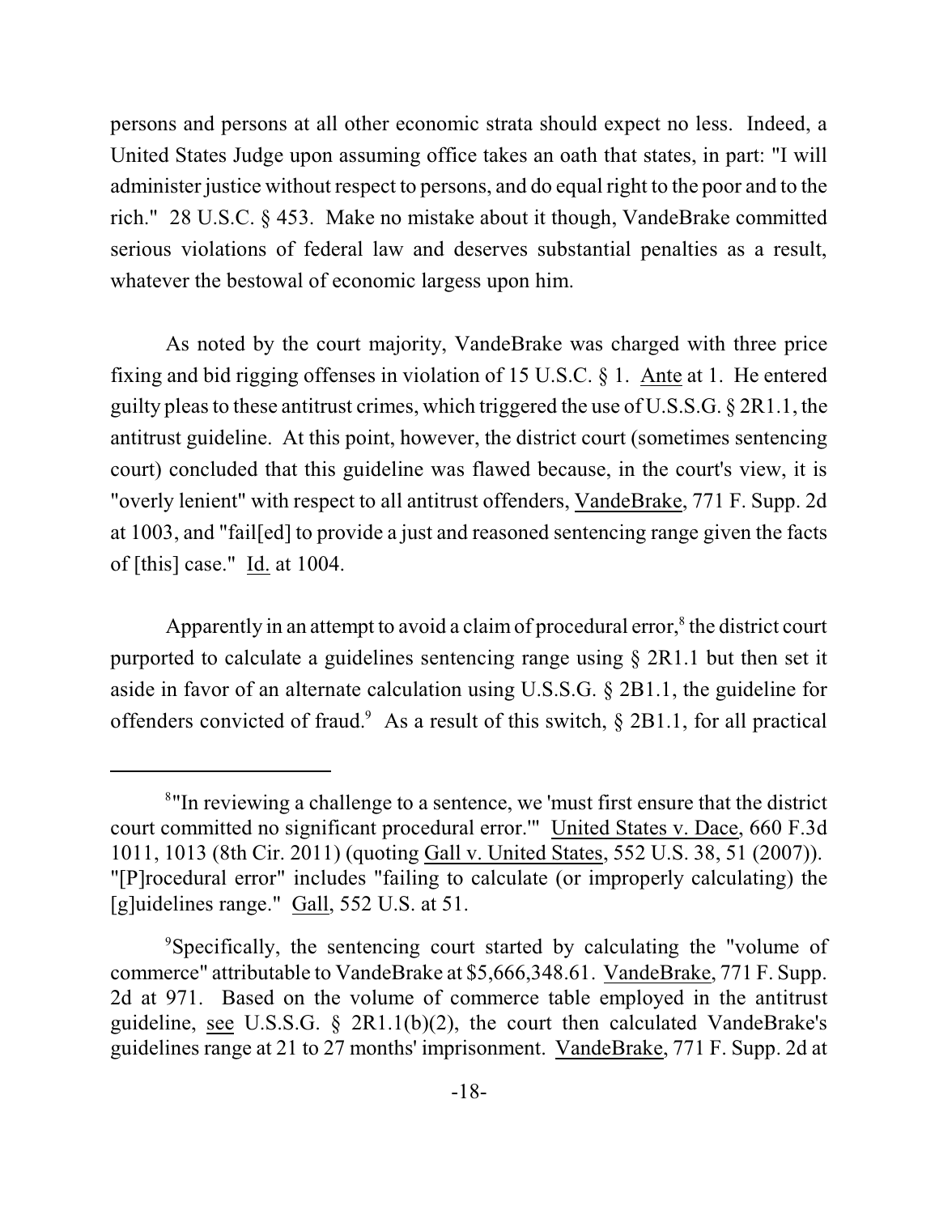persons and persons at all other economic strata should expect no less. Indeed, a United States Judge upon assuming office takes an oath that states, in part: "I will administer justice without respect to persons, and do equal right to the poor and to the rich." 28 U.S.C. § 453. Make no mistake about it though, VandeBrake committed serious violations of federal law and deserves substantial penalties as a result, whatever the bestowal of economic largess upon him.

As noted by the court majority, VandeBrake was charged with three price fixing and bid rigging offenses in violation of 15 U.S.C. § 1. Ante at 1. He entered guilty pleas to these antitrust crimes, which triggered the use of U.S.S.G. § 2R1.1, the antitrust guideline. At this point, however, the district court (sometimes sentencing court) concluded that this guideline was flawed because, in the court's view, it is "overly lenient" with respect to all antitrust offenders, VandeBrake, 771 F. Supp. 2d at 1003, and "fail[ed] to provide a just and reasoned sentencing range given the facts of [this] case." Id. at 1004.

Apparently in an attempt to avoid a claim of procedural error,[8] the district court purported to calculate a guidelines sentencing range using § 2R1.1 but then set it aside in favor of an alternate calculation using U.S.S.G. § 2B1.1, the guideline for offenders convicted of fraud.[9] As a result of this switch, § 2B1.1, for all practical

---

[8]"In reviewing a challenge to a sentence, we 'must first ensure that the district court committed no significant procedural error.'" United States v. Dace, 660 F.3d 1011, 1013 (8th Cir. 2011) (quoting Gall v. United States, 552 U.S. 38, 51 (2007)). "[P]rocedural error" includes "failing to calculate (or improperly calculating) the [g]uidelines range." Gall, 552 U.S. at 51.

[9]Specifically, the sentencing court started by calculating the "volume of commerce" attributable to VandeBrake at $5,666,348.61. VandeBrake, 771 F. Supp. 2d at 971. Based on the volume of commerce table employed in the antitrust guideline, see U.S.S.G. § 2R1.1(b)(2), the court then calculated VandeBrake's guidelines range at 21 to 27 months' imprisonment. VandeBrake, 771 F. Supp. 2d at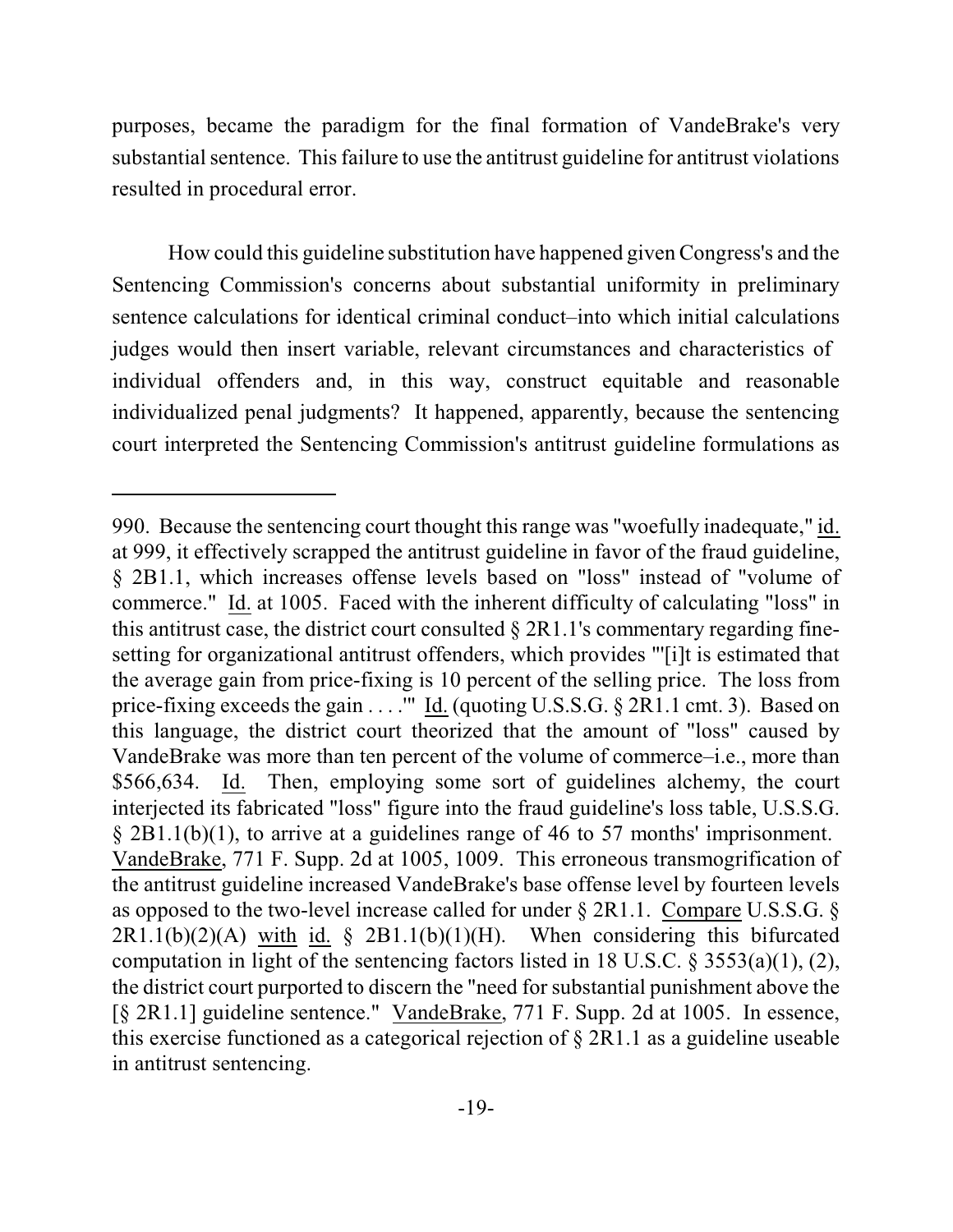purposes, became the paradigm for the final formation of VandeBrake's very substantial sentence. This failure to use the antitrust guideline for antitrust violations resulted in procedural error.

How could this guideline substitution have happened given Congress's and the Sentencing Commission's concerns about substantial uniformity in preliminary sentence calculations for identical criminal conduct–into which initial calculations judges would then insert variable, relevant circumstances and characteristics of individual offenders and, in this way, construct equitable and reasonable individualized penal judgments? It happened, apparently, because the sentencing court interpreted the Sentencing Commission's antitrust guideline formulations as

---

990. Because the sentencing court thought this range was "woefully inadequate," id. at 999, it effectively scrapped the antitrust guideline in favor of the fraud guideline, § 2B1.1, which increases offense levels based on "loss" instead of "volume of commerce." Id. at 1005. Faced with the inherent difficulty of calculating "loss" in this antitrust case, the district court consulted § 2R1.1's commentary regarding fine-setting for organizational antitrust offenders, which provides "'[i]t is estimated that the average gain from price-fixing is 10 percent of the selling price. The loss from price-fixing exceeds the gain . . . .'" Id. (quoting U.S.S.G. § 2R1.1 cmt. 3). Based on this language, the district court theorized that the amount of "loss" caused by VandeBrake was more than ten percent of the volume of commerce–i.e., more than $566,634. Id. Then, employing some sort of guidelines alchemy, the court interjected its fabricated "loss" figure into the fraud guideline's loss table, U.S.S.G. § 2B1.1(b)(1), to arrive at a guidelines range of 46 to 57 months' imprisonment. VandeBrake, 771 F. Supp. 2d at 1005, 1009. This erroneous transmogrification of the antitrust guideline increased VandeBrake's base offense level by fourteen levels as opposed to the two-level increase called for under § 2R1.1. Compare U.S.S.G. § 2R1.1(b)(2)(A) with id. § 2B1.1(b)(1)(H). When considering this bifurcated computation in light of the sentencing factors listed in 18 U.S.C. § 3553(a)(1), (2), the district court purported to discern the "need for substantial punishment above the [§ 2R1.1] guideline sentence." VandeBrake, 771 F. Supp. 2d at 1005. In essence, this exercise functioned as a categorical rejection of § 2R1.1 as a guideline useable in antitrust sentencing.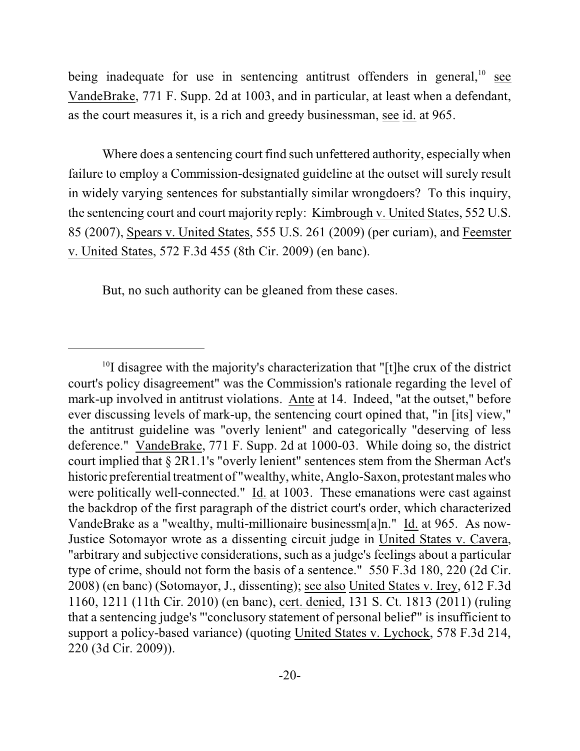being inadequate for use in sentencing antitrust offenders in general,[10] see VandeBrake, 771 F. Supp. 2d at 1003, and in particular, at least when a defendant, as the court measures it, is a rich and greedy businessman, see id. at 965.

Where does a sentencing court find such unfettered authority, especially when failure to employ a Commission-designated guideline at the outset will surely result in widely varying sentences for substantially similar wrongdoers? To this inquiry, the sentencing court and court majority reply: Kimbrough v. United States, 552 U.S. 85 (2007), Spears v. United States, 555 U.S. 261 (2009) (per curiam), and Feemster v. United States, 572 F.3d 455 (8th Cir. 2009) (en banc).

But, no such authority can be gleaned from these cases.

---

[10] I disagree with the majority's characterization that "[t]he crux of the district court's policy disagreement" was the Commission's rationale regarding the level of mark-up involved in antitrust violations. Ante at 14. Indeed, "at the outset," before ever discussing levels of mark-up, the sentencing court opined that, "in [its] view," the antitrust guideline was "overly lenient" and categorically "deserving of less deference." VandeBrake, 771 F. Supp. 2d at 1000-03. While doing so, the district court implied that § 2R1.1's "overly lenient" sentences stem from the Sherman Act's historic preferential treatment of "wealthy, white, Anglo-Saxon, protestant males who were politically well-connected." Id. at 1003. These emanations were cast against the backdrop of the first paragraph of the district court's order, which characterized VandeBrake as a "wealthy, multi-millionaire businessm[a]n." Id. at 965. As now-Justice Sotomayor wrote as a dissenting circuit judge in United States v. Cavera, "arbitrary and subjective considerations, such as a judge's feelings about a particular type of crime, should not form the basis of a sentence." 550 F.3d 180, 220 (2d Cir. 2008) (en banc) (Sotomayor, J., dissenting); see also United States v. Irey, 612 F.3d 1160, 1211 (11th Cir. 2010) (en banc), cert. denied, 131 S. Ct. 1813 (2011) (ruling that a sentencing judge's "'conclusory statement of personal belief'" is insufficient to support a policy-based variance) (quoting United States v. Lychock, 578 F.3d 214, 220 (3d Cir. 2009)).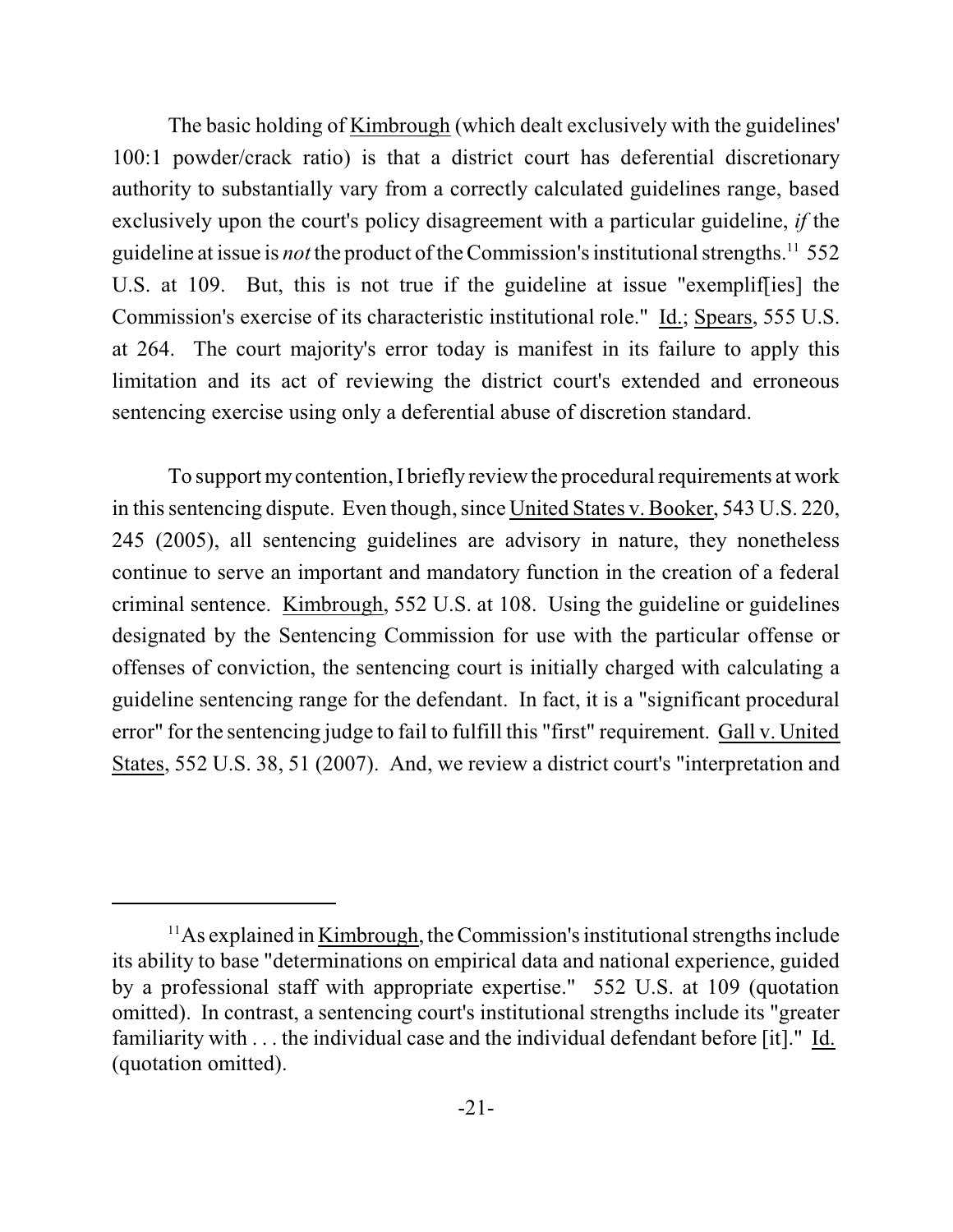The basic holding of Kimbrough (which dealt exclusively with the guidelines' 100:1 powder/crack ratio) is that a district court has deferential discretionary authority to substantially vary from a correctly calculated guidelines range, based exclusively upon the court's policy disagreement with a particular guideline, *if* the guideline at issue is *not* the product of the Commission's institutional strengths.[11] 552 U.S. at 109. But, this is not true if the guideline at issue "exemplif[ies] the Commission's exercise of its characteristic institutional role." Id.; Spears, 555 U.S. at 264. The court majority's error today is manifest in its failure to apply this limitation and its act of reviewing the district court's extended and erroneous sentencing exercise using only a deferential abuse of discretion standard.

To support my contention, I briefly review the procedural requirements at work in this sentencing dispute. Even though, since United States v. Booker, 543 U.S. 220, 245 (2005), all sentencing guidelines are advisory in nature, they nonetheless continue to serve an important and mandatory function in the creation of a federal criminal sentence. Kimbrough, 552 U.S. at 108. Using the guideline or guidelines designated by the Sentencing Commission for use with the particular offense or offenses of conviction, the sentencing court is initially charged with calculating a guideline sentencing range for the defendant. In fact, it is a "significant procedural error" for the sentencing judge to fail to fulfill this "first" requirement. Gall v. United States, 552 U.S. 38, 51 (2007). And, we review a district court's "interpretation and

---

[11] As explained in Kimbrough, the Commission's institutional strengths include its ability to base "determinations on empirical data and national experience, guided by a professional staff with appropriate expertise." 552 U.S. at 109 (quotation omitted). In contrast, a sentencing court's institutional strengths include its "greater familiarity with . . . the individual case and the individual defendant before [it]." Id. (quotation omitted).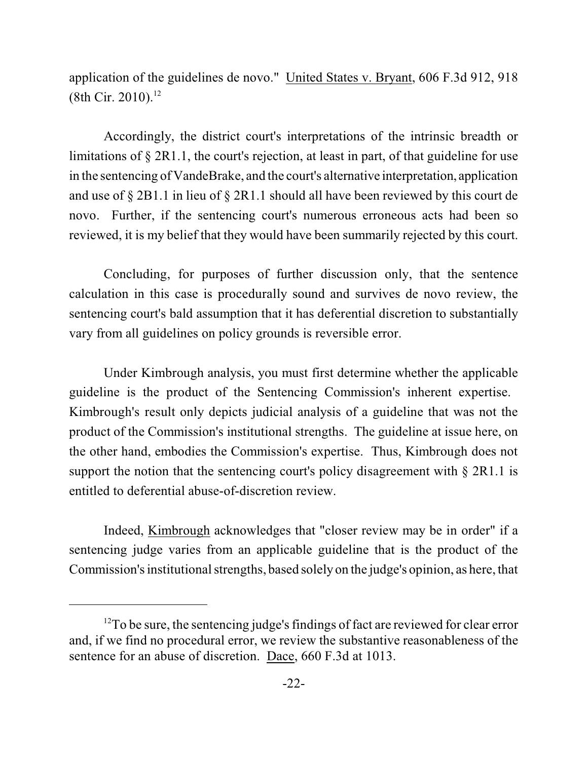application of the guidelines de novo." United States v. Bryant, 606 F.3d 912, 918 (8th Cir. 2010).[12]

Accordingly, the district court's interpretations of the intrinsic breadth or limitations of § 2R1.1, the court's rejection, at least in part, of that guideline for use in the sentencing of VandeBrake, and the court's alternative interpretation, application and use of § 2B1.1 in lieu of § 2R1.1 should all have been reviewed by this court de novo. Further, if the sentencing court's numerous erroneous acts had been so reviewed, it is my belief that they would have been summarily rejected by this court.

Concluding, for purposes of further discussion only, that the sentence calculation in this case is procedurally sound and survives de novo review, the sentencing court's bald assumption that it has deferential discretion to substantially vary from all guidelines on policy grounds is reversible error.

Under Kimbrough analysis, you must first determine whether the applicable guideline is the product of the Sentencing Commission's inherent expertise. Kimbrough's result only depicts judicial analysis of a guideline that was not the product of the Commission's institutional strengths. The guideline at issue here, on the other hand, embodies the Commission's expertise. Thus, Kimbrough does not support the notion that the sentencing court's policy disagreement with § 2R1.1 is entitled to deferential abuse-of-discretion review.

Indeed, Kimbrough acknowledges that "closer review may be in order" if a sentencing judge varies from an applicable guideline that is the product of the Commission's institutional strengths, based solely on the judge's opinion, as here, that

---

[12]To be sure, the sentencing judge's findings of fact are reviewed for clear error and, if we find no procedural error, we review the substantive reasonableness of the sentence for an abuse of discretion. Dace, 660 F.3d at 1013.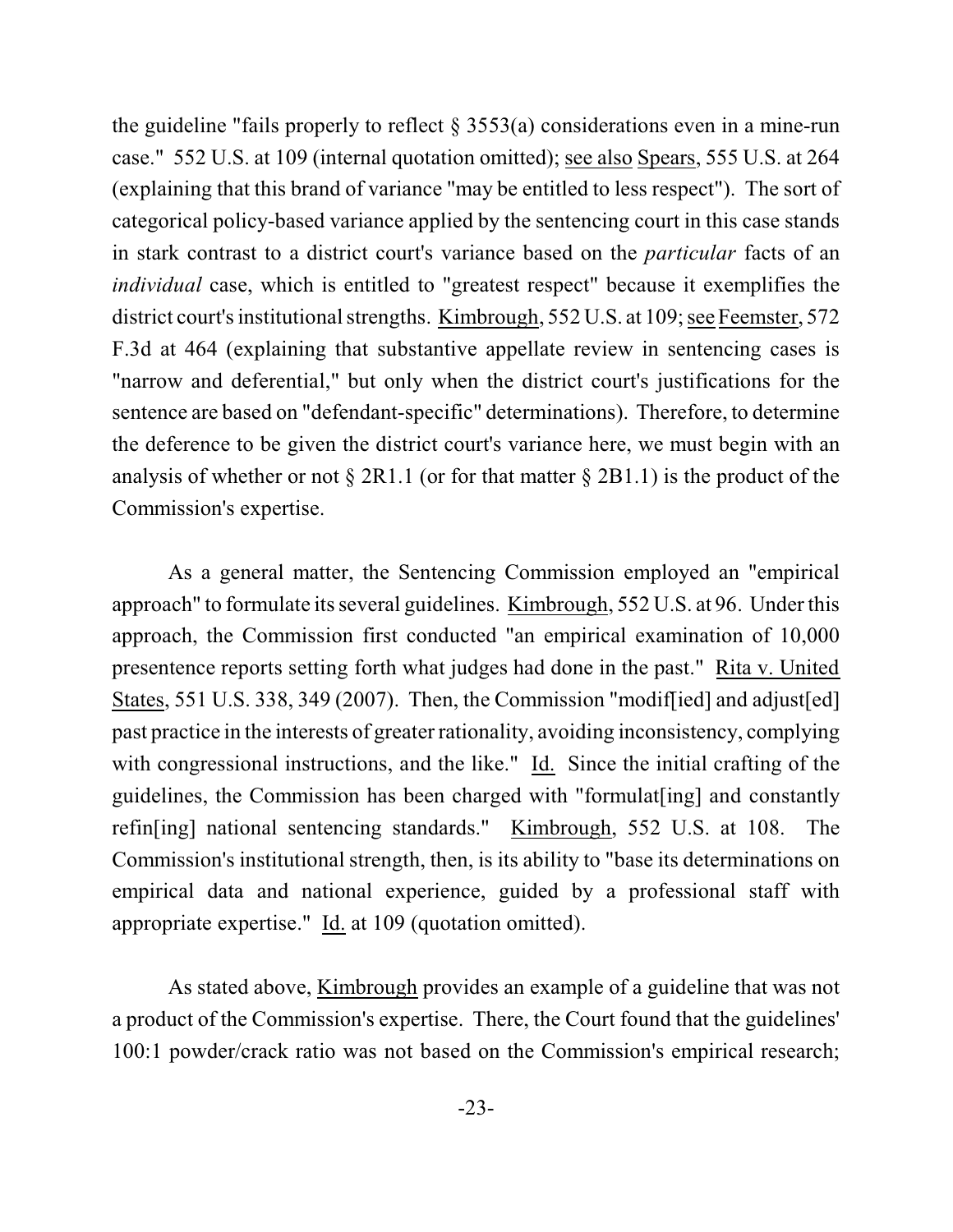the guideline "fails properly to reflect § 3553(a) considerations even in a mine-run case." 552 U.S. at 109 (internal quotation omitted); see also Spears, 555 U.S. at 264 (explaining that this brand of variance "may be entitled to less respect"). The sort of categorical policy-based variance applied by the sentencing court in this case stands in stark contrast to a district court's variance based on the *particular* facts of an *individual* case, which is entitled to "greatest respect" because it exemplifies the district court's institutional strengths. Kimbrough, 552 U.S. at 109; see Feemster, 572 F.3d at 464 (explaining that substantive appellate review in sentencing cases is "narrow and deferential," but only when the district court's justifications for the sentence are based on "defendant-specific" determinations). Therefore, to determine the deference to be given the district court's variance here, we must begin with an analysis of whether or not § 2R1.1 (or for that matter § 2B1.1) is the product of the Commission's expertise.

As a general matter, the Sentencing Commission employed an "empirical approach" to formulate its several guidelines. Kimbrough, 552 U.S. at 96. Under this approach, the Commission first conducted "an empirical examination of 10,000 presentence reports setting forth what judges had done in the past." Rita v. United States, 551 U.S. 338, 349 (2007). Then, the Commission "modif[ied] and adjust[ed] past practice in the interests of greater rationality, avoiding inconsistency, complying with congressional instructions, and the like." Id. Since the initial crafting of the guidelines, the Commission has been charged with "formulat[ing] and constantly refin[ing] national sentencing standards." Kimbrough, 552 U.S. at 108. The Commission's institutional strength, then, is its ability to "base its determinations on empirical data and national experience, guided by a professional staff with appropriate expertise." Id. at 109 (quotation omitted).

As stated above, Kimbrough provides an example of a guideline that was not a product of the Commission's expertise. There, the Court found that the guidelines' 100:1 powder/crack ratio was not based on the Commission's empirical research;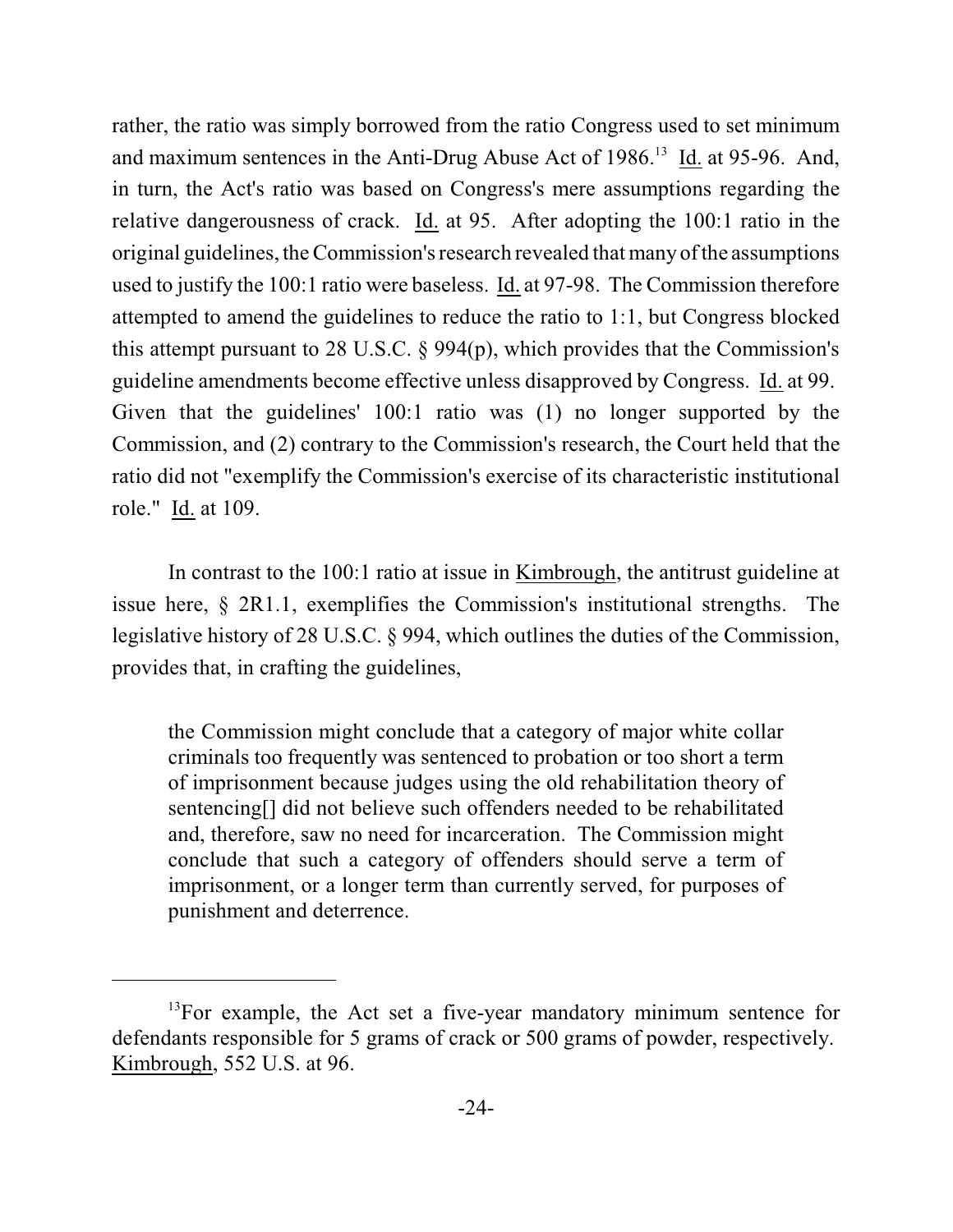rather, the ratio was simply borrowed from the ratio Congress used to set minimum and maximum sentences in the Anti-Drug Abuse Act of 1986.[13] Id. at 95-96. And, in turn, the Act's ratio was based on Congress's mere assumptions regarding the relative dangerousness of crack. Id. at 95. After adopting the 100:1 ratio in the original guidelines, the Commission's research revealed that many of the assumptions used to justify the 100:1 ratio were baseless. Id. at 97-98. The Commission therefore attempted to amend the guidelines to reduce the ratio to 1:1, but Congress blocked this attempt pursuant to 28 U.S.C. § 994(p), which provides that the Commission's guideline amendments become effective unless disapproved by Congress. Id. at 99. Given that the guidelines' 100:1 ratio was (1) no longer supported by the Commission, and (2) contrary to the Commission's research, the Court held that the ratio did not "exemplify the Commission's exercise of its characteristic institutional role." Id. at 109.

In contrast to the 100:1 ratio at issue in Kimbrough, the antitrust guideline at issue here, § 2R1.1, exemplifies the Commission's institutional strengths. The legislative history of 28 U.S.C. § 994, which outlines the duties of the Commission, provides that, in crafting the guidelines,

> the Commission might conclude that a category of major white collar criminals too frequently was sentenced to probation or too short a term of imprisonment because judges using the old rehabilitation theory of sentencing[] did not believe such offenders needed to be rehabilitated and, therefore, saw no need for incarceration. The Commission might conclude that such a category of offenders should serve a term of imprisonment, or a longer term than currently served, for purposes of punishment and deterrence.

---

[13] For example, the Act set a five-year mandatory minimum sentence for defendants responsible for 5 grams of crack or 500 grams of powder, respectively. Kimbrough, 552 U.S. at 96.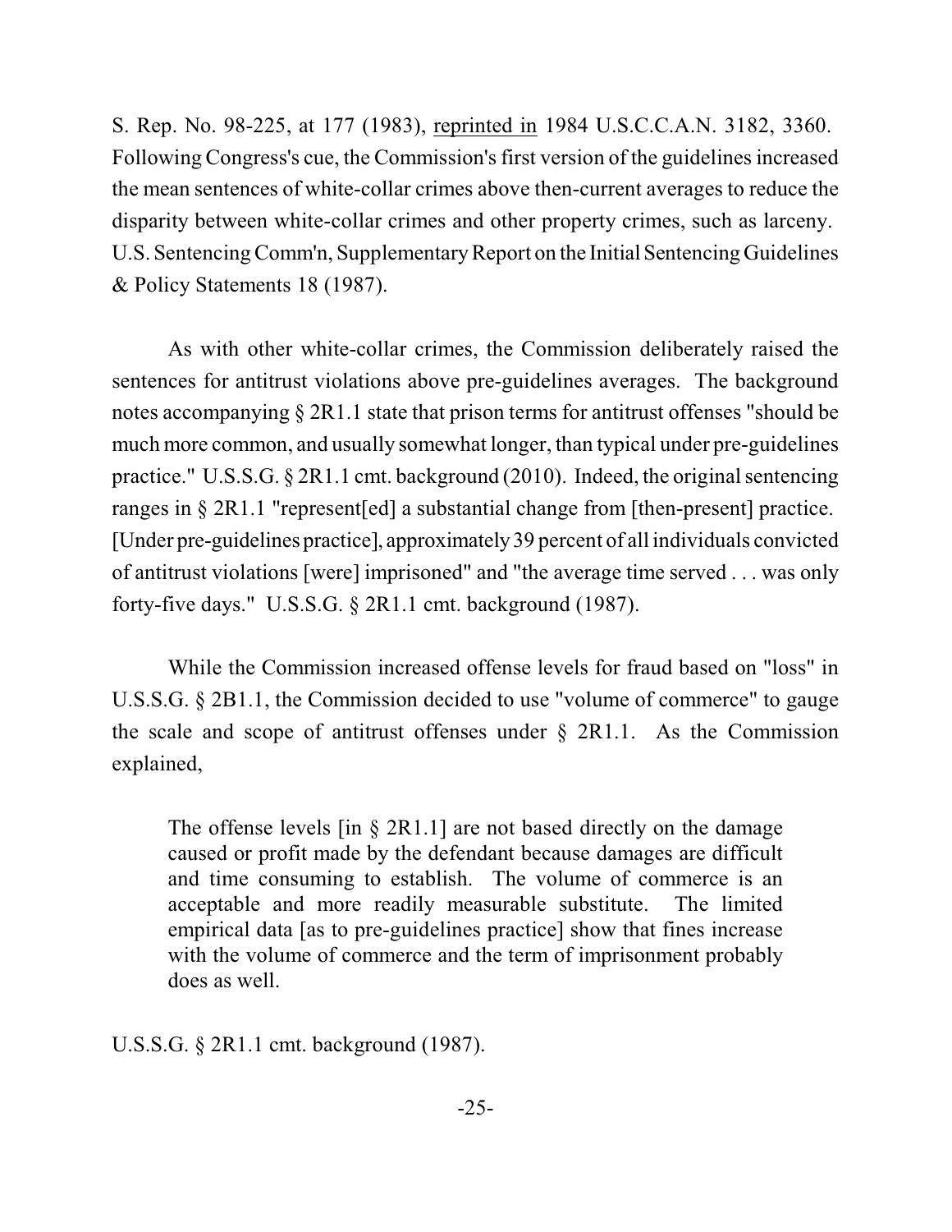S. Rep. No. 98-225, at 177 (1983), reprinted in 1984 U.S.C.C.A.N. 3182, 3360. Following Congress's cue, the Commission's first version of the guidelines increased the mean sentences of white-collar crimes above then-current averages to reduce the disparity between white-collar crimes and other property crimes, such as larceny. U.S. Sentencing Comm'n, Supplementary Report on the Initial Sentencing Guidelines & Policy Statements 18 (1987).

As with other white-collar crimes, the Commission deliberately raised the sentences for antitrust violations above pre-guidelines averages. The background notes accompanying § 2R1.1 state that prison terms for antitrust offenses "should be much more common, and usually somewhat longer, than typical under pre-guidelines practice." U.S.S.G. § 2R1.1 cmt. background (2010). Indeed, the original sentencing ranges in § 2R1.1 "represent[ed] a substantial change from [then-present] practice. [Under pre-guidelines practice], approximately 39 percent of all individuals convicted of antitrust violations [were] imprisoned" and "the average time served . . . was only forty-five days." U.S.S.G. § 2R1.1 cmt. background (1987).

While the Commission increased offense levels for fraud based on "loss" in U.S.S.G. § 2B1.1, the Commission decided to use "volume of commerce" to gauge the scale and scope of antitrust offenses under § 2R1.1. As the Commission explained,

> The offense levels [in § 2R1.1] are not based directly on the damage caused or profit made by the defendant because damages are difficult and time consuming to establish. The volume of commerce is an acceptable and more readily measurable substitute. The limited empirical data [as to pre-guidelines practice] show that fines increase with the volume of commerce and the term of imprisonment probably does as well.

U.S.S.G. § 2R1.1 cmt. background (1987).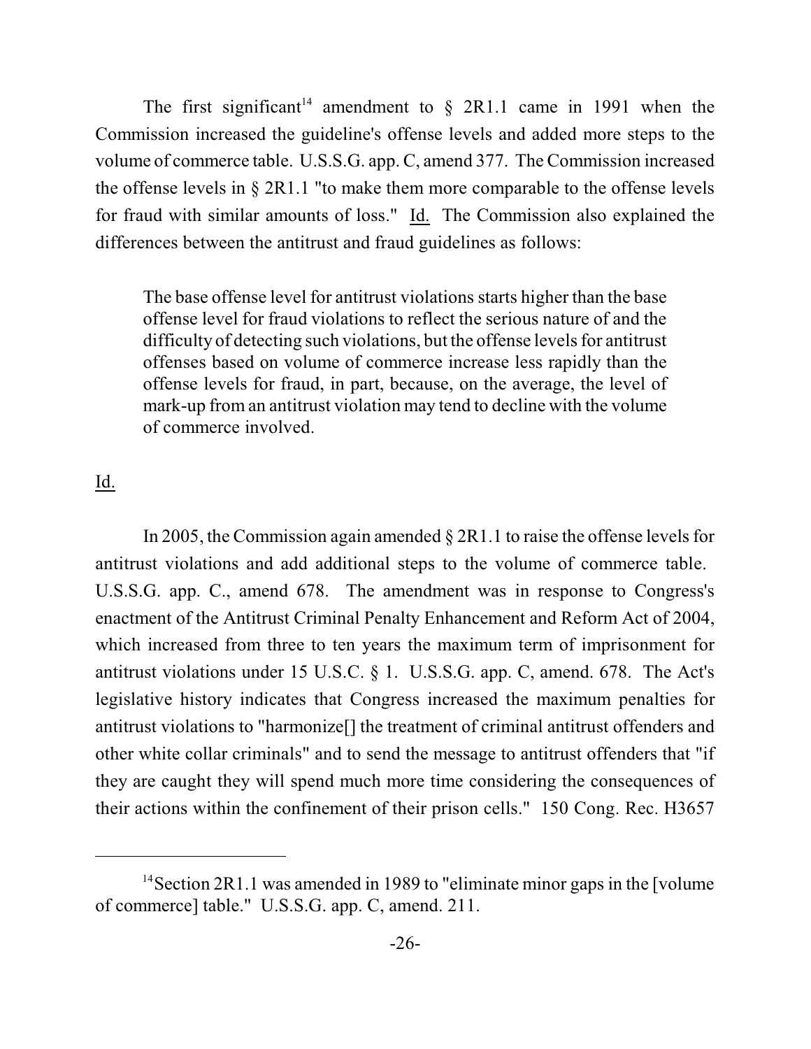The first significant[14] amendment to § 2R1.1 came in 1991 when the Commission increased the guideline's offense levels and added more steps to the volume of commerce table. U.S.S.G. app. C, amend 377. The Commission increased the offense levels in § 2R1.1 "to make them more comparable to the offense levels for fraud with similar amounts of loss." Id. The Commission also explained the differences between the antitrust and fraud guidelines as follows:

> The base offense level for antitrust violations starts higher than the base offense level for fraud violations to reflect the serious nature of and the difficulty of detecting such violations, but the offense levels for antitrust offenses based on volume of commerce increase less rapidly than the offense levels for fraud, in part, because, on the average, the level of mark-up from an antitrust violation may tend to decline with the volume of commerce involved.

Id.

In 2005, the Commission again amended § 2R1.1 to raise the offense levels for antitrust violations and add additional steps to the volume of commerce table. U.S.S.G. app. C., amend 678. The amendment was in response to Congress's enactment of the Antitrust Criminal Penalty Enhancement and Reform Act of 2004, which increased from three to ten years the maximum term of imprisonment for antitrust violations under 15 U.S.C. § 1. U.S.S.G. app. C, amend. 678. The Act's legislative history indicates that Congress increased the maximum penalties for antitrust violations to "harmonize[] the treatment of criminal antitrust offenders and other white collar criminals" and to send the message to antitrust offenders that "if they are caught they will spend much more time considering the consequences of their actions within the confinement of their prison cells." 150 Cong. Rec. H3657

---

[14] Section 2R1.1 was amended in 1989 to "eliminate minor gaps in the [volume of commerce] table." U.S.S.G. app. C, amend. 211.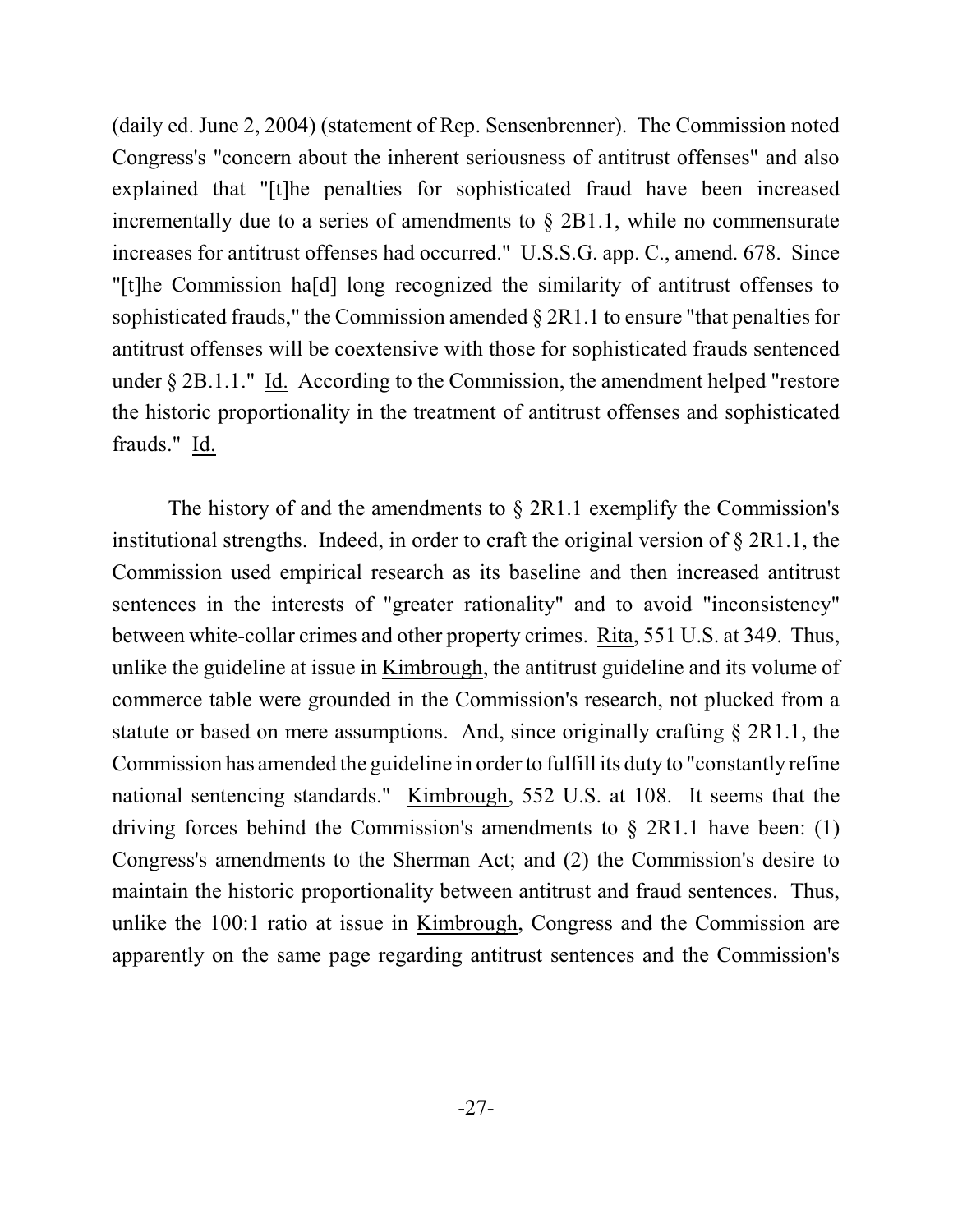(daily ed. June 2, 2004) (statement of Rep. Sensenbrenner). The Commission noted Congress's "concern about the inherent seriousness of antitrust offenses" and also explained that "[t]he penalties for sophisticated fraud have been increased incrementally due to a series of amendments to § 2B1.1, while no commensurate increases for antitrust offenses had occurred." U.S.S.G. app. C., amend. 678. Since "[t]he Commission ha[d] long recognized the similarity of antitrust offenses to sophisticated frauds," the Commission amended § 2R1.1 to ensure "that penalties for antitrust offenses will be coextensive with those for sophisticated frauds sentenced under § 2B.1.1." Id. According to the Commission, the amendment helped "restore the historic proportionality in the treatment of antitrust offenses and sophisticated frauds." Id.

The history of and the amendments to § 2R1.1 exemplify the Commission's institutional strengths. Indeed, in order to craft the original version of § 2R1.1, the Commission used empirical research as its baseline and then increased antitrust sentences in the interests of "greater rationality" and to avoid "inconsistency" between white-collar crimes and other property crimes. Rita, 551 U.S. at 349. Thus, unlike the guideline at issue in Kimbrough, the antitrust guideline and its volume of commerce table were grounded in the Commission's research, not plucked from a statute or based on mere assumptions. And, since originally crafting § 2R1.1, the Commission has amended the guideline in order to fulfill its duty to "constantly refine national sentencing standards." Kimbrough, 552 U.S. at 108. It seems that the driving forces behind the Commission's amendments to § 2R1.1 have been: (1) Congress's amendments to the Sherman Act; and (2) the Commission's desire to maintain the historic proportionality between antitrust and fraud sentences. Thus, unlike the 100:1 ratio at issue in Kimbrough, Congress and the Commission are apparently on the same page regarding antitrust sentences and the Commission's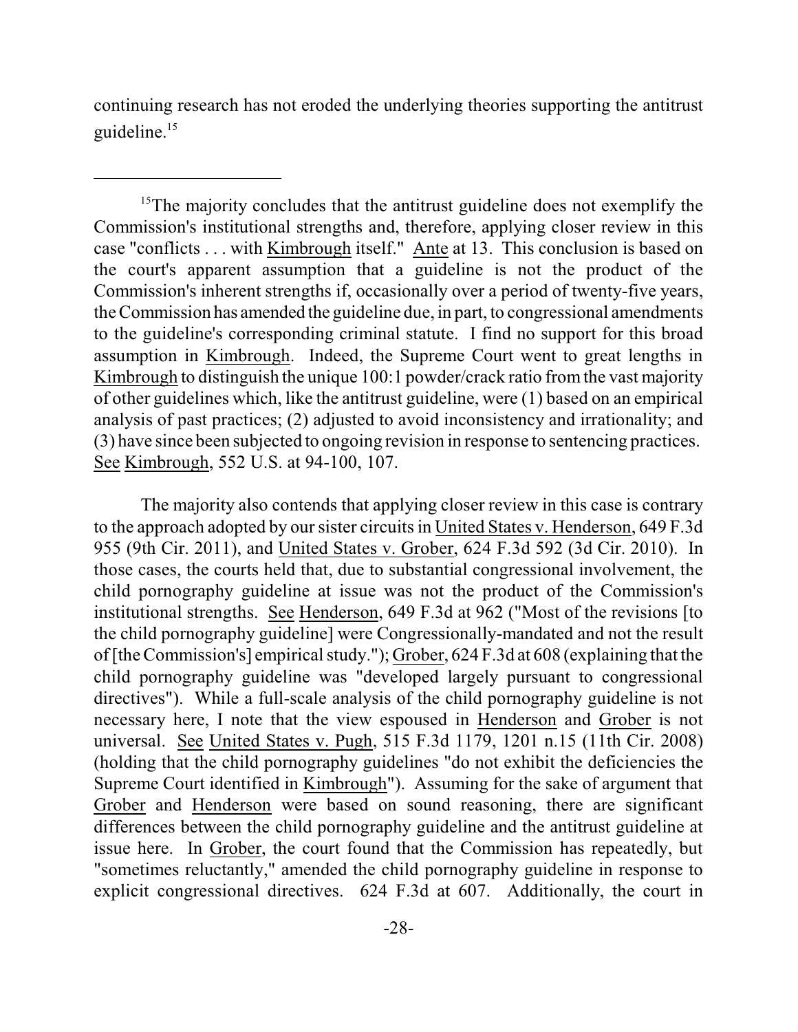continuing research has not eroded the underlying theories supporting the antitrust guideline.[15]

---

[15]The majority concludes that the antitrust guideline does not exemplify the Commission's institutional strengths and, therefore, applying closer review in this case "conflicts . . . with Kimbrough itself." Ante at 13. This conclusion is based on the court's apparent assumption that a guideline is not the product of the Commission's inherent strengths if, occasionally over a period of twenty-five years, the Commission has amended the guideline due, in part, to congressional amendments to the guideline's corresponding criminal statute. I find no support for this broad assumption in Kimbrough. Indeed, the Supreme Court went to great lengths in Kimbrough to distinguish the unique 100:1 powder/crack ratio from the vast majority of other guidelines which, like the antitrust guideline, were (1) based on an empirical analysis of past practices; (2) adjusted to avoid inconsistency and irrationality; and (3) have since been subjected to ongoing revision in response to sentencing practices. See Kimbrough, 552 U.S. at 94-100, 107.

The majority also contends that applying closer review in this case is contrary to the approach adopted by our sister circuits in United States v. Henderson, 649 F.3d 955 (9th Cir. 2011), and United States v. Grober, 624 F.3d 592 (3d Cir. 2010). In those cases, the courts held that, due to substantial congressional involvement, the child pornography guideline at issue was not the product of the Commission's institutional strengths. See Henderson, 649 F.3d at 962 ("Most of the revisions [to the child pornography guideline] were Congressionally-mandated and not the result of [the Commission's] empirical study."); Grober, 624 F.3d at 608 (explaining that the child pornography guideline was "developed largely pursuant to congressional directives"). While a full-scale analysis of the child pornography guideline is not necessary here, I note that the view espoused in Henderson and Grober is not universal. See United States v. Pugh, 515 F.3d 1179, 1201 n.15 (11th Cir. 2008) (holding that the child pornography guidelines "do not exhibit the deficiencies the Supreme Court identified in Kimbrough"). Assuming for the sake of argument that Grober and Henderson were based on sound reasoning, there are significant differences between the child pornography guideline and the antitrust guideline at issue here. In Grober, the court found that the Commission has repeatedly, but "sometimes reluctantly," amended the child pornography guideline in response to explicit congressional directives. 624 F.3d at 607. Additionally, the court in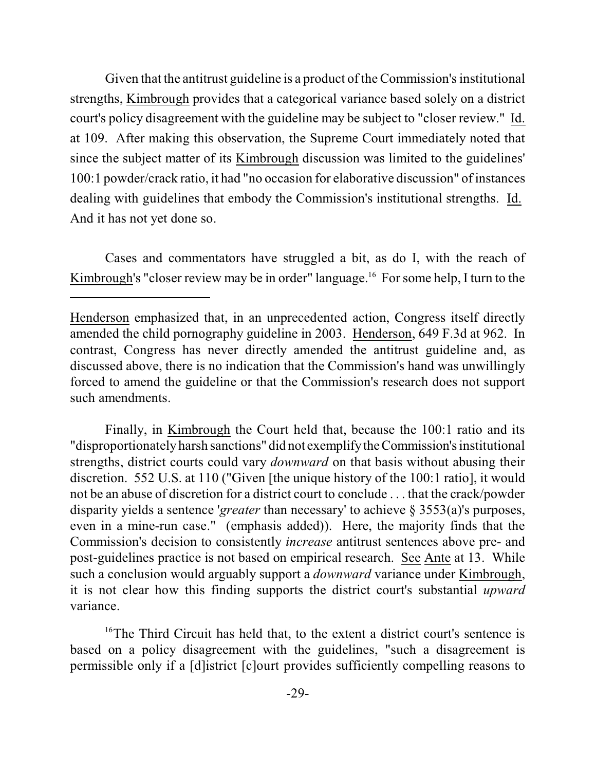Given that the antitrust guideline is a product of the Commission's institutional strengths, Kimbrough provides that a categorical variance based solely on a district court's policy disagreement with the guideline may be subject to "closer review." Id. at 109. After making this observation, the Supreme Court immediately noted that since the subject matter of its Kimbrough discussion was limited to the guidelines' 100:1 powder/crack ratio, it had "no occasion for elaborative discussion" of instances dealing with guidelines that embody the Commission's institutional strengths. Id. And it has not yet done so.

Cases and commentators have struggled a bit, as do I, with the reach of Kimbrough's "closer review may be in order" language.[16] For some help, I turn to the

---

Henderson emphasized that, in an unprecedented action, Congress itself directly amended the child pornography guideline in 2003. Henderson, 649 F.3d at 962. In contrast, Congress has never directly amended the antitrust guideline and, as discussed above, there is no indication that the Commission's hand was unwillingly forced to amend the guideline or that the Commission's research does not support such amendments.

Finally, in Kimbrough the Court held that, because the 100:1 ratio and its "disproportionately harsh sanctions" did not exemplify the Commission's institutional strengths, district courts could vary *downward* on that basis without abusing their discretion. 552 U.S. at 110 ("Given [the unique history of the 100:1 ratio], it would not be an abuse of discretion for a district court to conclude . . . that the crack/powder disparity yields a sentence '*greater* than necessary' to achieve § 3553(a)'s purposes, even in a mine-run case." (emphasis added)). Here, the majority finds that the Commission's decision to consistently *increase* antitrust sentences above pre- and post-guidelines practice is not based on empirical research. See Ante at 13. While such a conclusion would arguably support a *downward* variance under Kimbrough, it is not clear how this finding supports the district court's substantial *upward* variance.

[16] The Third Circuit has held that, to the extent a district court's sentence is based on a policy disagreement with the guidelines, "such a disagreement is permissible only if a [d]istrict [c]ourt provides sufficiently compelling reasons to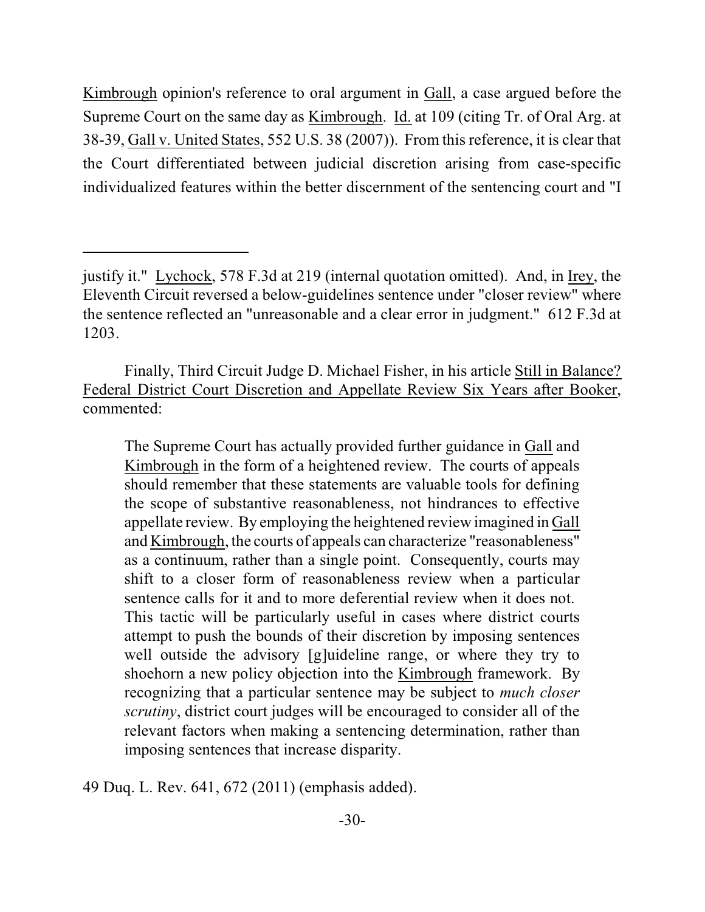Kimbrough opinion's reference to oral argument in Gall, a case argued before the Supreme Court on the same day as Kimbrough. Id. at 109 (citing Tr. of Oral Arg. at 38-39, Gall v. United States, 552 U.S. 38 (2007)). From this reference, it is clear that the Court differentiated between judicial discretion arising from case-specific individualized features within the better discernment of the sentencing court and "I

---

justify it." Lychock, 578 F.3d at 219 (internal quotation omitted). And, in Irey, the Eleventh Circuit reversed a below-guidelines sentence under "closer review" where the sentence reflected an "unreasonable and a clear error in judgment." 612 F.3d at 1203.

Finally, Third Circuit Judge D. Michael Fisher, in his article Still in Balance? Federal District Court Discretion and Appellate Review Six Years after Booker, commented:

> The Supreme Court has actually provided further guidance in Gall and Kimbrough in the form of a heightened review. The courts of appeals should remember that these statements are valuable tools for defining the scope of substantive reasonableness, not hindrances to effective appellate review. By employing the heightened review imagined in Gall and Kimbrough, the courts of appeals can characterize "reasonableness" as a continuum, rather than a single point. Consequently, courts may shift to a closer form of reasonableness review when a particular sentence calls for it and to more deferential review when it does not. This tactic will be particularly useful in cases where district courts attempt to push the bounds of their discretion by imposing sentences well outside the advisory [g]uideline range, or where they try to shoehorn a new policy objection into the Kimbrough framework. By recognizing that a particular sentence may be subject to *much closer scrutiny*, district court judges will be encouraged to consider all of the relevant factors when making a sentencing determination, rather than imposing sentences that increase disparity.

49 Duq. L. Rev. 641, 672 (2011) (emphasis added).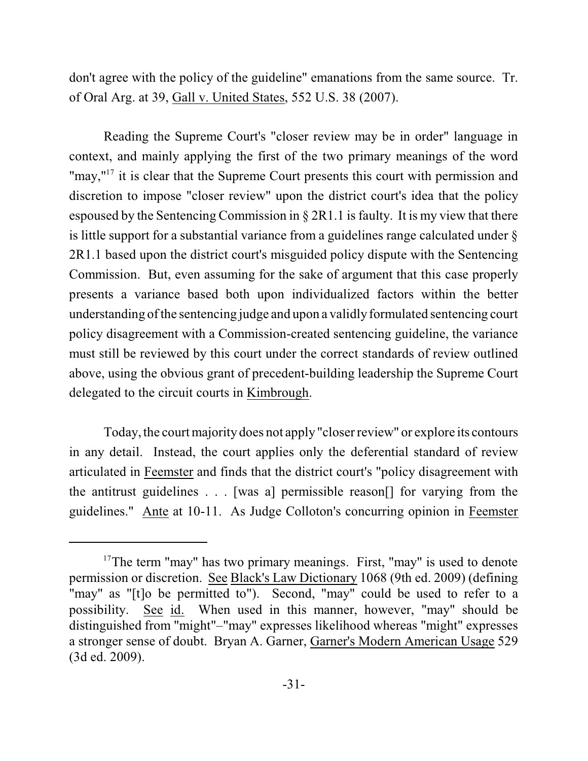don't agree with the policy of the guideline" emanations from the same source. Tr. of Oral Arg. at 39, Gall v. United States, 552 U.S. 38 (2007).

Reading the Supreme Court's "closer review may be in order" language in context, and mainly applying the first of the two primary meanings of the word "may,"[17] it is clear that the Supreme Court presents this court with permission and discretion to impose "closer review" upon the district court's idea that the policy espoused by the Sentencing Commission in § 2R1.1 is faulty. It is my view that there is little support for a substantial variance from a guidelines range calculated under § 2R1.1 based upon the district court's misguided policy dispute with the Sentencing Commission. But, even assuming for the sake of argument that this case properly presents a variance based both upon individualized factors within the better understanding of the sentencing judge and upon a validly formulated sentencing court policy disagreement with a Commission-created sentencing guideline, the variance must still be reviewed by this court under the correct standards of review outlined above, using the obvious grant of precedent-building leadership the Supreme Court delegated to the circuit courts in Kimbrough.

Today, the court majority does not apply "closer review" or explore its contours in any detail. Instead, the court applies only the deferential standard of review articulated in Feemster and finds that the district court's "policy disagreement with the antitrust guidelines . . . [was a] permissible reason[] for varying from the guidelines." Ante at 10-11. As Judge Colloton's concurring opinion in Feemster

---

[17]The term "may" has two primary meanings. First, "may" is used to denote permission or discretion. See Black's Law Dictionary 1068 (9th ed. 2009) (defining "may" as "[t]o be permitted to"). Second, "may" could be used to refer to a possibility. See id. When used in this manner, however, "may" should be distinguished from "might"–"may" expresses likelihood whereas "might" expresses a stronger sense of doubt. Bryan A. Garner, Garner's Modern American Usage 529 (3d ed. 2009).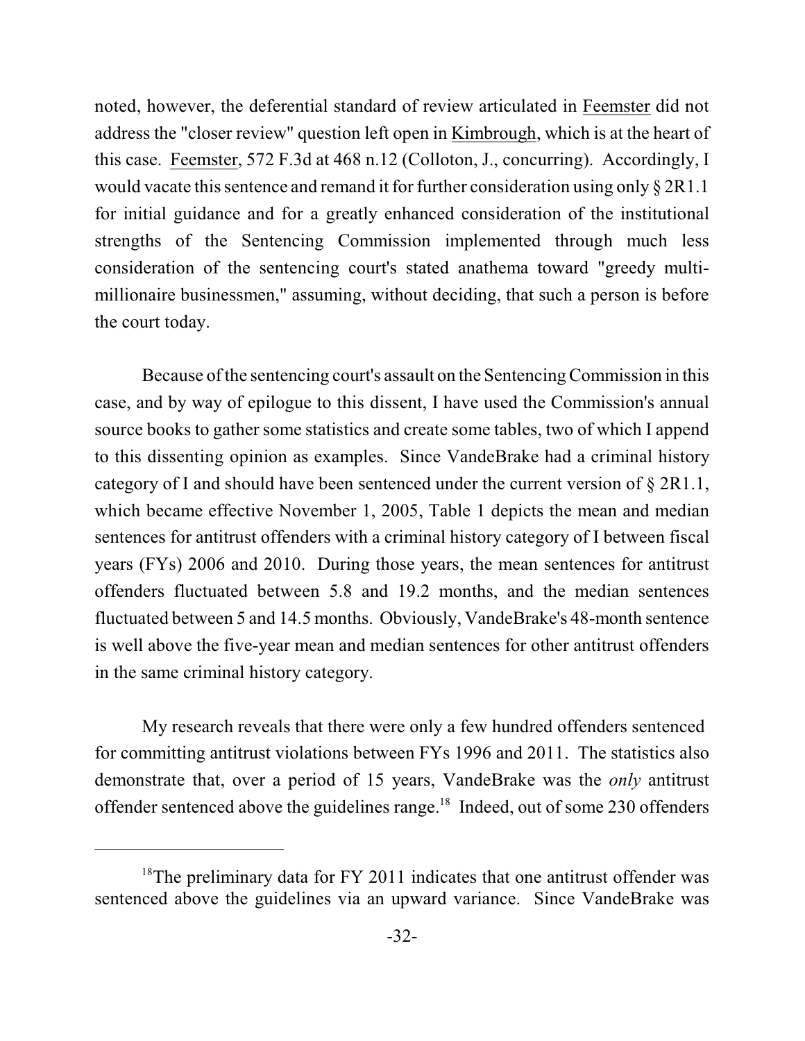noted, however, the deferential standard of review articulated in Feemster did not address the "closer review" question left open in Kimbrough, which is at the heart of this case. Feemster, 572 F.3d at 468 n.12 (Colloton, J., concurring). Accordingly, I would vacate this sentence and remand it for further consideration using only § 2R1.1 for initial guidance and for a greatly enhanced consideration of the institutional strengths of the Sentencing Commission implemented through much less consideration of the sentencing court's stated anathema toward "greedy multi-millionaire businessmen," assuming, without deciding, that such a person is before the court today.

Because of the sentencing court's assault on the Sentencing Commission in this case, and by way of epilogue to this dissent, I have used the Commission's annual source books to gather some statistics and create some tables, two of which I append to this dissenting opinion as examples. Since VandeBrake had a criminal history category of I and should have been sentenced under the current version of § 2R1.1, which became effective November 1, 2005, Table 1 depicts the mean and median sentences for antitrust offenders with a criminal history category of I between fiscal years (FYs) 2006 and 2010. During those years, the mean sentences for antitrust offenders fluctuated between 5.8 and 19.2 months, and the median sentences fluctuated between 5 and 14.5 months. Obviously, VandeBrake's 48-month sentence is well above the five-year mean and median sentences for other antitrust offenders in the same criminal history category.

My research reveals that there were only a few hundred offenders sentenced for committing antitrust violations between FYs 1996 and 2011. The statistics also demonstrate that, over a period of 15 years, VandeBrake was the *only* antitrust offender sentenced above the guidelines range.[18] Indeed, out of some 230 offenders

[18] The preliminary data for FY 2011 indicates that one antitrust offender was sentenced above the guidelines via an upward variance. Since VandeBrake was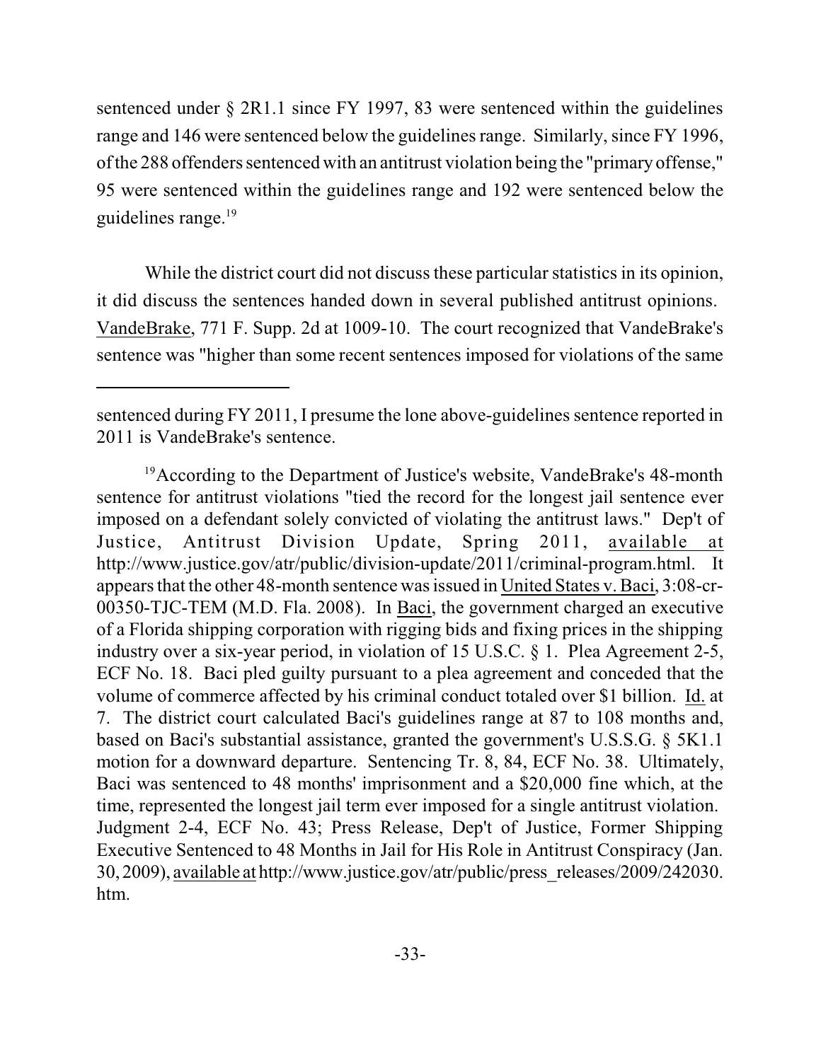sentenced under § 2R1.1 since FY 1997, 83 were sentenced within the guidelines range and 146 were sentenced below the guidelines range. Similarly, since FY 1996, of the 288 offenders sentenced with an antitrust violation being the "primary offense," 95 were sentenced within the guidelines range and 192 were sentenced below the guidelines range.[19]

While the district court did not discuss these particular statistics in its opinion, it did discuss the sentences handed down in several published antitrust opinions. VandeBrake, 771 F. Supp. 2d at 1009-10. The court recognized that VandeBrake's sentence was "higher than some recent sentences imposed for violations of the same

---

sentenced during FY 2011, I presume the lone above-guidelines sentence reported in 2011 is VandeBrake's sentence.

[19] According to the Department of Justice's website, VandeBrake's 48-month sentence for antitrust violations "tied the record for the longest jail sentence ever imposed on a defendant solely convicted of violating the antitrust laws." Dep't of Justice, Antitrust Division Update, Spring 2011, available at http://www.justice.gov/atr/public/division-update/2011/criminal-program.html. It appears that the other 48-month sentence was issued in United States v. Baci, 3:08-cr-00350-TJC-TEM (M.D. Fla. 2008). In Baci, the government charged an executive of a Florida shipping corporation with rigging bids and fixing prices in the shipping industry over a six-year period, in violation of 15 U.S.C. § 1. Plea Agreement 2-5, ECF No. 18. Baci pled guilty pursuant to a plea agreement and conceded that the volume of commerce affected by his criminal conduct totaled over $1 billion. Id. at 7. The district court calculated Baci's guidelines range at 87 to 108 months and, based on Baci's substantial assistance, granted the government's U.S.S.G. § 5K1.1 motion for a downward departure. Sentencing Tr. 8, 84, ECF No. 38. Ultimately, Baci was sentenced to 48 months' imprisonment and a $20,000 fine which, at the time, represented the longest jail term ever imposed for a single antitrust violation. Judgment 2-4, ECF No. 43; Press Release, Dep't of Justice, Former Shipping Executive Sentenced to 48 Months in Jail for His Role in Antitrust Conspiracy (Jan. 30, 2009), available at http://www.justice.gov/atr/public/press_releases/2009/242030.htm.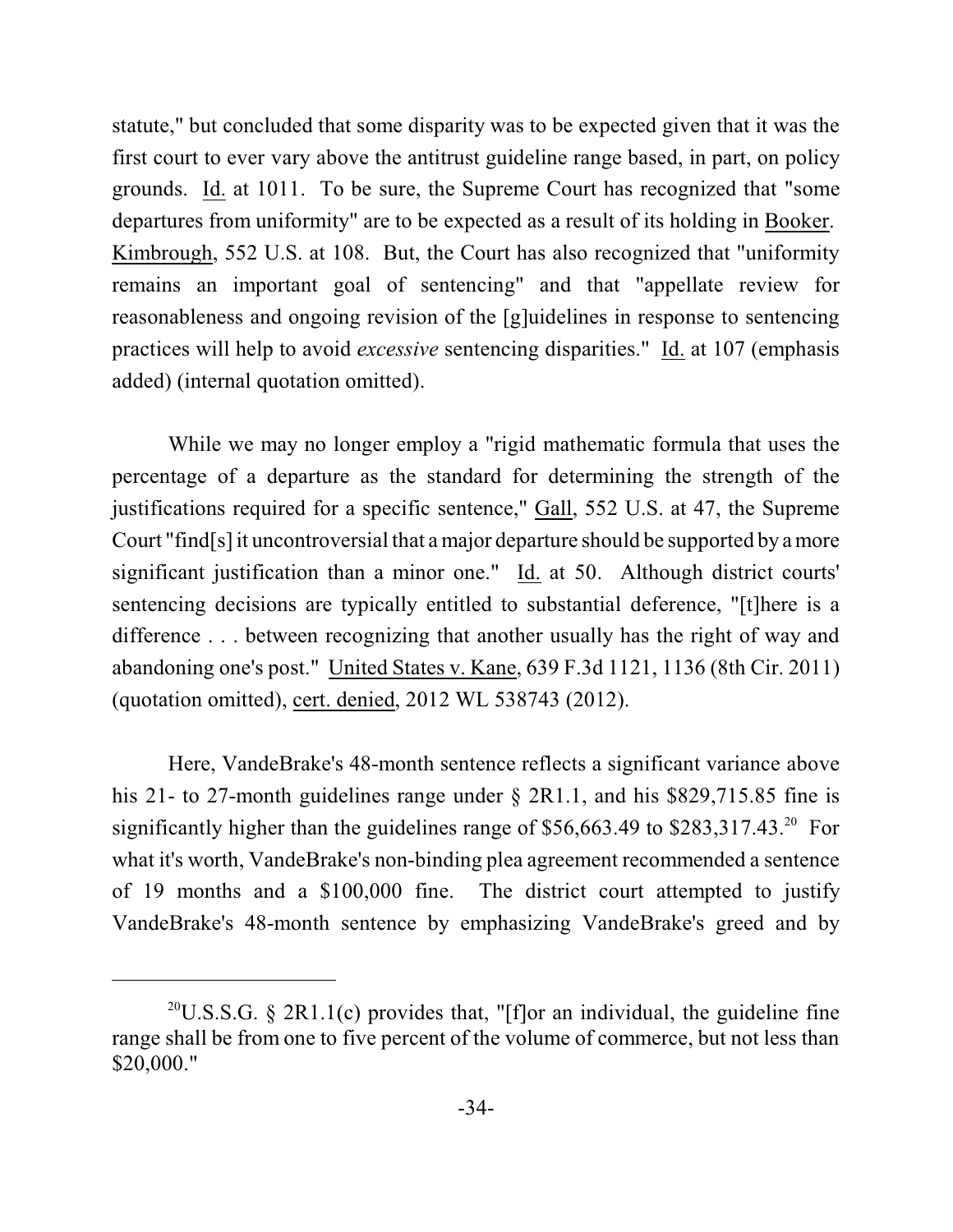statute," but concluded that some disparity was to be expected given that it was the first court to ever vary above the antitrust guideline range based, in part, on policy grounds. Id. at 1011. To be sure, the Supreme Court has recognized that "some departures from uniformity" are to be expected as a result of its holding in Booker. Kimbrough, 552 U.S. at 108. But, the Court has also recognized that "uniformity remains an important goal of sentencing" and that "appellate review for reasonableness and ongoing revision of the [g]uidelines in response to sentencing practices will help to avoid *excessive* sentencing disparities." Id. at 107 (emphasis added) (internal quotation omitted).

While we may no longer employ a "rigid mathematic formula that uses the percentage of a departure as the standard for determining the strength of the justifications required for a specific sentence," Gall, 552 U.S. at 47, the Supreme Court "find[s] it uncontroversial that a major departure should be supported by a more significant justification than a minor one." Id. at 50. Although district courts' sentencing decisions are typically entitled to substantial deference, "[t]here is a difference . . . between recognizing that another usually has the right of way and abandoning one's post." United States v. Kane, 639 F.3d 1121, 1136 (8th Cir. 2011) (quotation omitted), cert. denied, 2012 WL 538743 (2012).

Here, VandeBrake's 48-month sentence reflects a significant variance above his 21- to 27-month guidelines range under § 2R1.1, and his $829,715.85 fine is significantly higher than the guidelines range of $56,663.49 to $283,317.43.[20] For what it's worth, VandeBrake's non-binding plea agreement recommended a sentence of 19 months and a $100,000 fine. The district court attempted to justify VandeBrake's 48-month sentence by emphasizing VandeBrake's greed and by

---

[20]U.S.S.G. § 2R1.1(c) provides that, "[f]or an individual, the guideline fine range shall be from one to five percent of the volume of commerce, but not less than $20,000."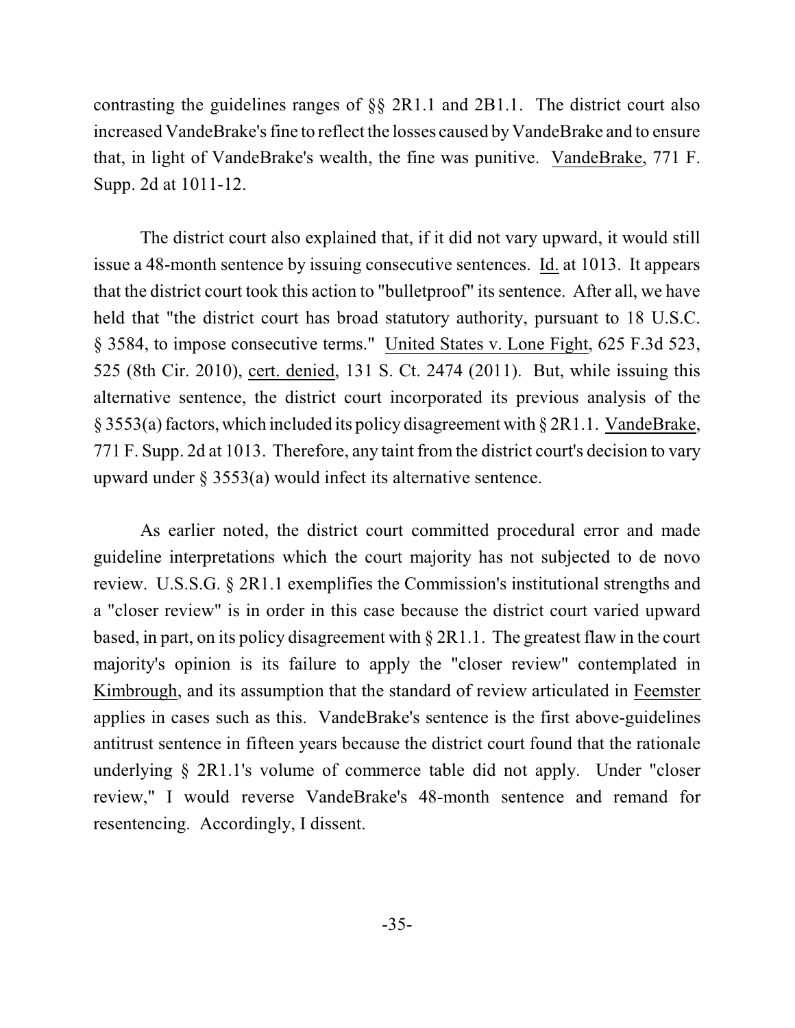contrasting the guidelines ranges of §§ 2R1.1 and 2B1.1. The district court also increased VandeBrake's fine to reflect the losses caused by VandeBrake and to ensure that, in light of VandeBrake's wealth, the fine was punitive. VandeBrake, 771 F. Supp. 2d at 1011-12.

The district court also explained that, if it did not vary upward, it would still issue a 48-month sentence by issuing consecutive sentences. Id. at 1013. It appears that the district court took this action to "bulletproof" its sentence. After all, we have held that "the district court has broad statutory authority, pursuant to 18 U.S.C. § 3584, to impose consecutive terms." United States v. Lone Fight, 625 F.3d 523, 525 (8th Cir. 2010), cert. denied, 131 S. Ct. 2474 (2011). But, while issuing this alternative sentence, the district court incorporated its previous analysis of the § 3553(a) factors, which included its policy disagreement with § 2R1.1. VandeBrake, 771 F. Supp. 2d at 1013. Therefore, any taint from the district court's decision to vary upward under § 3553(a) would infect its alternative sentence.

As earlier noted, the district court committed procedural error and made guideline interpretations which the court majority has not subjected to de novo review. U.S.S.G. § 2R1.1 exemplifies the Commission's institutional strengths and a "closer review" is in order in this case because the district court varied upward based, in part, on its policy disagreement with § 2R1.1. The greatest flaw in the court majority's opinion is its failure to apply the "closer review" contemplated in Kimbrough, and its assumption that the standard of review articulated in Feemster applies in cases such as this. VandeBrake's sentence is the first above-guidelines antitrust sentence in fifteen years because the district court found that the rationale underlying § 2R1.1's volume of commerce table did not apply. Under "closer review," I would reverse VandeBrake's 48-month sentence and remand for resentencing. Accordingly, I dissent.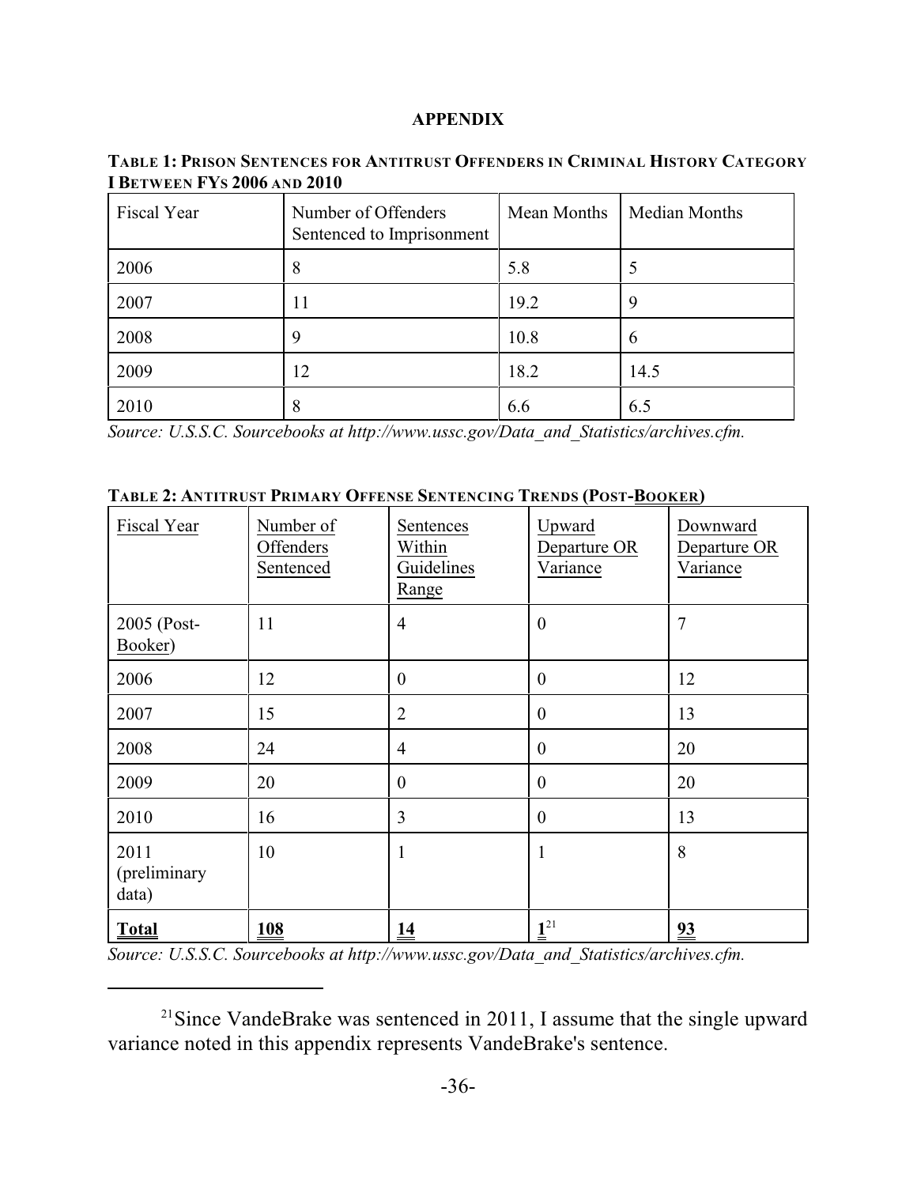**APPENDIX**

**TABLE 1: PRISON SENTENCES FOR ANTITRUST OFFENDERS IN CRIMINAL HISTORY CATEGORY I BETWEEN FYS 2006 AND 2010**

| Fiscal Year | Number of Offenders Sentenced to Imprisonment | Mean Months | Median Months |
|---|---|---|---|
| 2006 | 8 | 5.8 | 5 |
| 2007 | 11 | 19.2 | 9 |
| 2008 | 9 | 10.8 | 6 |
| 2009 | 12 | 18.2 | 14.5 |
| 2010 | 8 | 6.6 | 6.5 |

*Source: U.S.S.C. Sourcebooks at http://www.ussc.gov/Data_and_Statistics/archives.cfm.*

**TABLE 2: ANTITRUST PRIMARY OFFENSE SENTENCING TRENDS (POST-BOOKER)**

| Fiscal Year | Number of Offenders Sentenced | Sentences Within Guidelines Range | Upward Departure OR Variance | Downward Departure OR Variance |
|---|---|---|---|---|
| 2005 (Post-Booker) | 11 | 4 | 0 | 7 |
| 2006 | 12 | 0 | 0 | 12 |
| 2007 | 15 | 2 | 0 | 13 |
| 2008 | 24 | 4 | 0 | 20 |
| 2009 | 20 | 0 | 0 | 20 |
| 2010 | 16 | 3 | 0 | 13 |
| 2011 (preliminary data) | 10 | 1 | 1 | 8 |
| **Total** | **108** | **14** | **1**[21] | **93** |

*Source: U.S.S.C. Sourcebooks at http://www.ussc.gov/Data_and_Statistics/archives.cfm.*

[21] Since VandeBrake was sentenced in 2011, I assume that the single upward variance noted in this appendix represents VandeBrake's sentence.